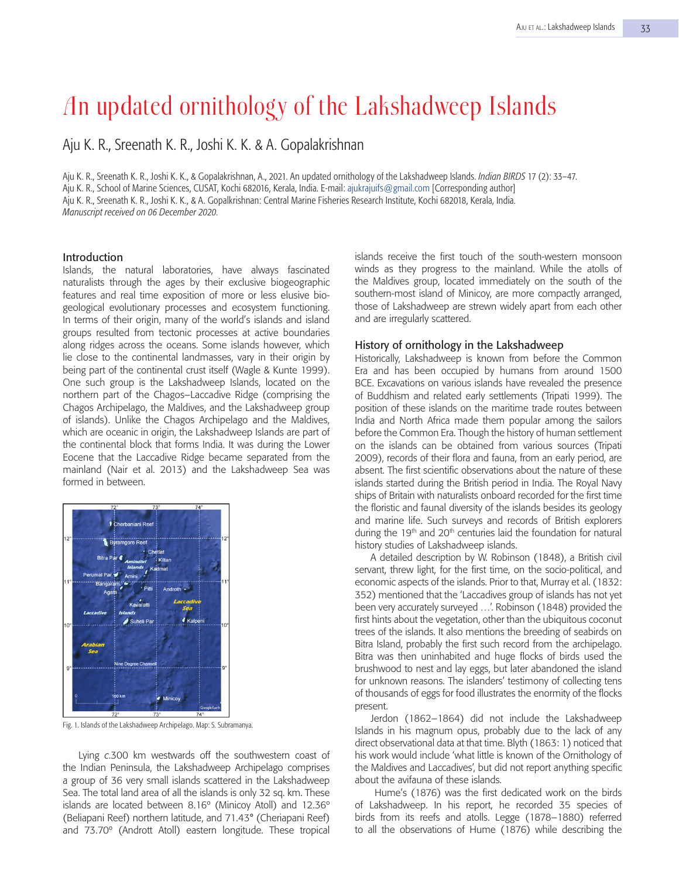# An updated ornithology of the Lakshadweep Islands

## Aju K. R., Sreenath K. R., Joshi K. K. & A. Gopalakrishnan

Aju K. R., Sreenath K. R., Joshi K. K., & Gopalakrishnan, A., 2021. An updated ornithology of the Lakshadweep Islands. *Indian BIRDS* 17 (2): 33–47.
Aju K. R., School of Marine Sciences, CUSAT, Kochi 682016, Kerala, India. E-mail: ajukrajuifs@gmail.com [Corresponding author]
Aju K. R., Sreenath K. R., Joshi K. K., & A. Gopalkrishnan: Central Marine Fisheries Research Institute, Kochi 682018, Kerala, India.
*Manuscript received on 06 December 2020.*

### Introduction

Islands, the natural laboratories, have always fascinated naturalists through the ages by their exclusive biogeographic features and real time exposition of more or less elusive bio-geological evolutionary processes and ecosystem functioning. In terms of their origin, many of the world's islands and island groups resulted from tectonic processes at active boundaries along ridges across the oceans. Some islands however, which lie close to the continental landmasses, vary in their origin by being part of the continental crust itself (Wagle & Kunte 1999). One such group is the Lakshadweep Islands, located on the northern part of the Chagos–Laccadive Ridge (comprising the Chagos Archipelago, the Maldives, and the Lakshadweep group of islands). Unlike the Chagos Archipelago and the Maldives, which are oceanic in origin, the Lakshadweep Islands are part of the continental block that forms India. It was during the Lower Eocene that the Laccadive Ridge became separated from the mainland (Nair et al. 2013) and the Lakshadweep Sea was formed in between.

Fig. 1. Islands of the Lakshadweep Archipelago. Map: S. Subramanya.

Lying *c.*300 km westwards off the southwestern coast of the Indian Peninsula, the Lakshadweep Archipelago comprises a group of 36 very small islands scattered in the Lakshadweep Sea. The total land area of all the islands is only 32 sq. km. These islands are located between 8.16° (Minicoy Atoll) and 12.36° (Beliapani Reef) northern latitude, and 71.43° (Cheriapani Reef) and 73.70° (Andrott Atoll) eastern longitude. These tropical islands receive the first touch of the south-western monsoon winds as they progress to the mainland. While the atolls of the Maldives group, located immediately on the south of the southern-most island of Minicoy, are more compactly arranged, those of Lakshadweep are strewn widely apart from each other and are irregularly scattered.

### History of ornithology in the Lakshadweep

Historically, Lakshadweep is known from before the Common Era and has been occupied by humans from around 1500 BCE. Excavations on various islands have revealed the presence of Buddhism and related early settlements (Tripati 1999). The position of these islands on the maritime trade routes between India and North Africa made them popular among the sailors before the Common Era. Though the history of human settlement on the islands can be obtained from various sources (Tripati 2009), records of their flora and fauna, from an early period, are absent. The first scientific observations about the nature of these islands started during the British period in India. The Royal Navy ships of Britain with naturalists onboard recorded for the first time the floristic and faunal diversity of the islands besides its geology and marine life. Such surveys and records of British explorers during the 19th and 20th centuries laid the foundation for natural history studies of Lakshadweep islands.

A detailed description by W. Robinson (1848), a British civil servant, threw light, for the first time, on the socio-political, and economic aspects of the islands. Prior to that, Murray et al. (1832: 352) mentioned that the 'Laccadives group of islands has not yet been very accurately surveyed …'. Robinson (1848) provided the first hints about the vegetation, other than the ubiquitous coconut trees of the islands. It also mentions the breeding of seabirds on Bitra Island, probably the first such record from the archipelago. Bitra was then uninhabited and huge flocks of birds used the brushwood to nest and lay eggs, but later abandoned the island for unknown reasons. The islanders' testimony of collecting tens of thousands of eggs for food illustrates the enormity of the flocks present.

Jerdon (1862–1864) did not include the Lakshadweep Islands in his magnum opus, probably due to the lack of any direct observational data at that time. Blyth (1863: 1) noticed that his work would include 'what little is known of the Ornithology of the Maldives and Laccadives', but did not report anything specific about the avifauna of these islands.

Hume's (1876) was the first dedicated work on the birds of Lakshadweep. In his report, he recorded 35 species of birds from its reefs and atolls. Legge (1878–1880) referred to all the observations of Hume (1876) while describing the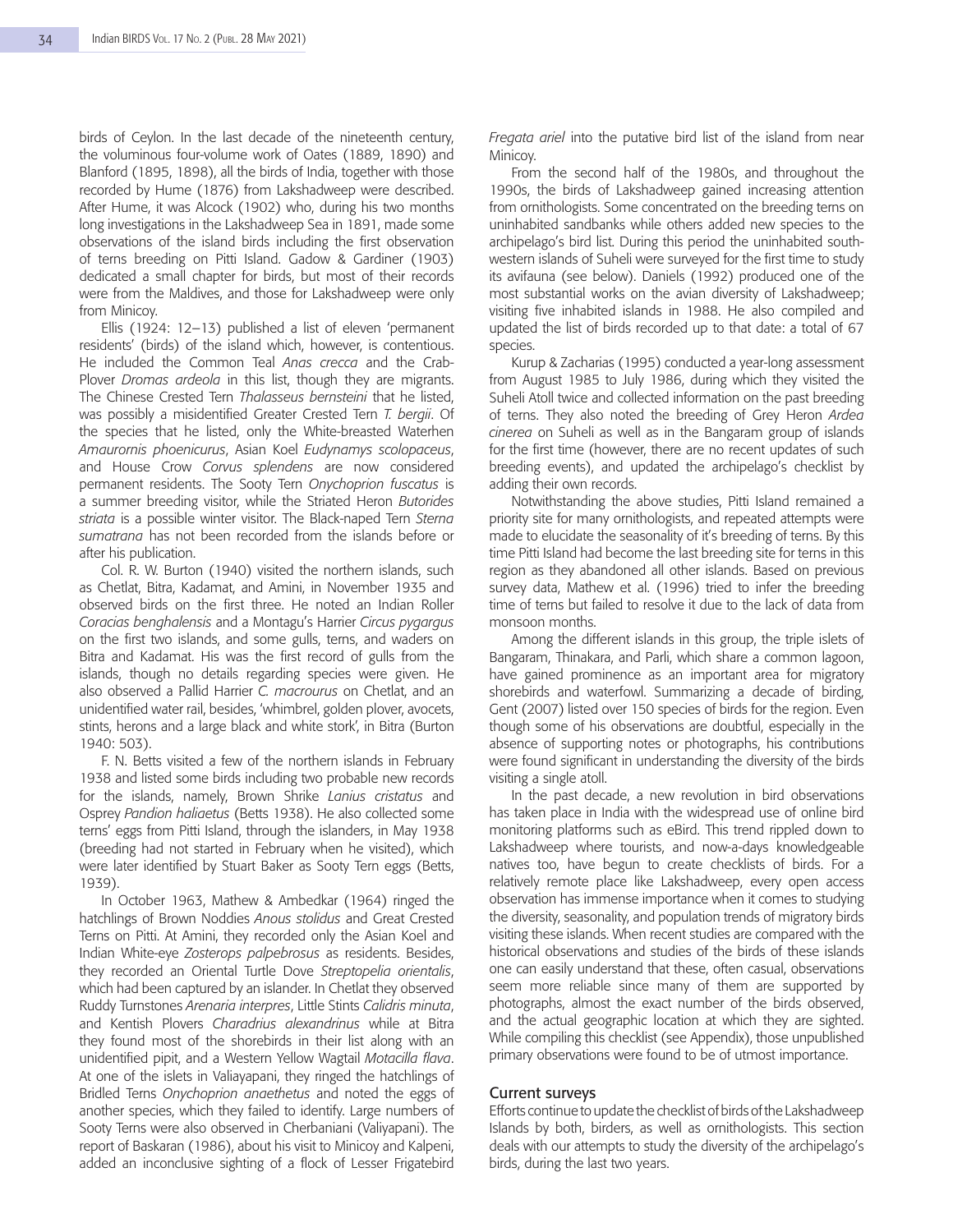birds of Ceylon. In the last decade of the nineteenth century, the voluminous four-volume work of Oates (1889, 1890) and Blanford (1895, 1898), all the birds of India, together with those recorded by Hume (1876) from Lakshadweep were described. After Hume, it was Alcock (1902) who, during his two months long investigations in the Lakshadweep Sea in 1891, made some observations of the island birds including the first observation of terns breeding on Pitti Island. Gadow & Gardiner (1903) dedicated a small chapter for birds, but most of their records were from the Maldives, and those for Lakshadweep were only from Minicoy.

Ellis (1924: 12–13) published a list of eleven 'permanent residents' (birds) of the island which, however, is contentious. He included the Common Teal *Anas crecca* and the Crab-Plover *Dromas ardeola* in this list, though they are migrants. The Chinese Crested Tern *Thalasseus bernsteini* that he listed, was possibly a misidentified Greater Crested Tern *T. bergii*. Of the species that he listed, only the White-breasted Waterhen *Amaurornis phoenicurus*, Asian Koel *Eudynamys scolopaceus*, and House Crow *Corvus splendens* are now considered permanent residents. The Sooty Tern *Onychoprion fuscatus* is a summer breeding visitor, while the Striated Heron *Butorides striata* is a possible winter visitor. The Black-naped Tern *Sterna sumatrana* has not been recorded from the islands before or after his publication.

Col. R. W. Burton (1940) visited the northern islands, such as Chetlat, Bitra, Kadamat, and Amini, in November 1935 and observed birds on the first three. He noted an Indian Roller *Coracias benghalensis* and a Montagu's Harrier *Circus pygargus* on the first two islands, and some gulls, terns, and waders on Bitra and Kadamat. His was the first record of gulls from the islands, though no details regarding species were given. He also observed a Pallid Harrier *C. macrourus* on Chetlat, and an unidentified water rail, besides, 'whimbrel, golden plover, avocets, stints, herons and a large black and white stork', in Bitra (Burton 1940: 503).

F. N. Betts visited a few of the northern islands in February 1938 and listed some birds including two probable new records for the islands, namely, Brown Shrike *Lanius cristatus* and Osprey *Pandion haliaetus* (Betts 1938). He also collected some terns' eggs from Pitti Island, through the islanders, in May 1938 (breeding had not started in February when he visited), which were later identified by Stuart Baker as Sooty Tern eggs (Betts, 1939).

In October 1963, Mathew & Ambedkar (1964) ringed the hatchlings of Brown Noddies *Anous stolidus* and Great Crested Terns on Pitti. At Amini, they recorded only the Asian Koel and Indian White-eye *Zosterops palpebrosus* as residents. Besides, they recorded an Oriental Turtle Dove *Streptopelia orientalis*, which had been captured by an islander. In Chetlat they observed Ruddy Turnstones *Arenaria interpres*, Little Stints *Calidris minuta*, and Kentish Plovers *Charadrius alexandrinus* while at Bitra they found most of the shorebirds in their list along with an unidentified pipit, and a Western Yellow Wagtail *Motacilla flava*. At one of the islets in Valiayapani, they ringed the hatchlings of Bridled Terns *Onychoprion anaethetus* and noted the eggs of another species, which they failed to identify. Large numbers of Sooty Terns were also observed in Cherbaniani (Valiyapani). The report of Baskaran (1986), about his visit to Minicoy and Kalpeni, added an inconclusive sighting of a flock of Lesser Frigatebird *Fregata ariel* into the putative bird list of the island from near Minicoy.

From the second half of the 1980s, and throughout the 1990s, the birds of Lakshadweep gained increasing attention from ornithologists. Some concentrated on the breeding terns on uninhabited sandbanks while others added new species to the archipelago's bird list. During this period the uninhabited south-western islands of Suheli were surveyed for the first time to study its avifauna (see below). Daniels (1992) produced one of the most substantial works on the avian diversity of Lakshadweep; visiting five inhabited islands in 1988. He also compiled and updated the list of birds recorded up to that date: a total of 67 species.

Kurup & Zacharias (1995) conducted a year-long assessment from August 1985 to July 1986, during which they visited the Suheli Atoll twice and collected information on the past breeding of terns. They also noted the breeding of Grey Heron *Ardea cinerea* on Suheli as well as in the Bangaram group of islands for the first time (however, there are no recent updates of such breeding events), and updated the archipelago's checklist by adding their own records.

Notwithstanding the above studies, Pitti Island remained a priority site for many ornithologists, and repeated attempts were made to elucidate the seasonality of it's breeding of terns. By this time Pitti Island had become the last breeding site for terns in this region as they abandoned all other islands. Based on previous survey data, Mathew et al. (1996) tried to infer the breeding time of terns but failed to resolve it due to the lack of data from monsoon months.

Among the different islands in this group, the triple islets of Bangaram, Thinakara, and Parli, which share a common lagoon, have gained prominence as an important area for migratory shorebirds and waterfowl. Summarizing a decade of birding, Gent (2007) listed over 150 species of birds for the region. Even though some of his observations are doubtful, especially in the absence of supporting notes or photographs, his contributions were found significant in understanding the diversity of the birds visiting a single atoll.

In the past decade, a new revolution in bird observations has taken place in India with the widespread use of online bird monitoring platforms such as eBird. This trend rippled down to Lakshadweep where tourists, and now-a-days knowledgeable natives too, have begun to create checklists of birds. For a relatively remote place like Lakshadweep, every open access observation has immense importance when it comes to studying the diversity, seasonality, and population trends of migratory birds visiting these islands. When recent studies are compared with the historical observations and studies of the birds of these islands one can easily understand that these, often casual, observations seem more reliable since many of them are supported by photographs, almost the exact number of the birds observed, and the actual geographic location at which they are sighted. While compiling this checklist (see Appendix), those unpublished primary observations were found to be of utmost importance.

## Current surveys

Efforts continue to update the checklist of birds of the Lakshadweep Islands by both, birders, as well as ornithologists. This section deals with our attempts to study the diversity of the archipelago's birds, during the last two years.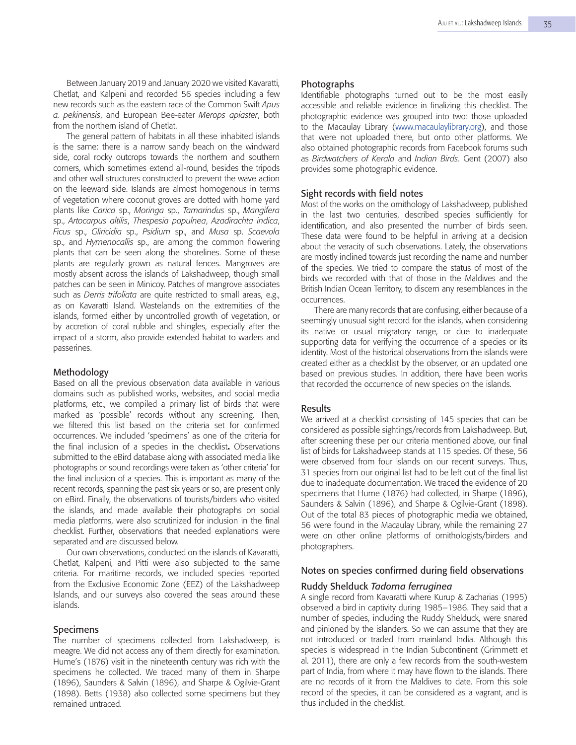Between January 2019 and January 2020 we visited Kavaratti, Chetlat, and Kalpeni and recorded 56 species including a few new records such as the eastern race of the Common Swift *Apus a. pekinensis*, and European Bee-eater *Merops apiaster*, both from the northern island of Chetlat.

The general pattern of habitats in all these inhabited islands is the same: there is a narrow sandy beach on the windward side, coral rocky outcrops towards the northern and southern corners, which sometimes extend all-round, besides the tripods and other wall structures constructed to prevent the wave action on the leeward side. Islands are almost homogenous in terms of vegetation where coconut groves are dotted with home yard plants like *Carica* sp., *Moringa* sp., *Tamarindus* sp., *Mangifera* sp., *Artocarpus altilis*, *Thespesia populnea*, *Azadirachta indica*, *Ficus* sp., *Gliricidia* sp., *Psidium* sp., and *Musa* sp. *Scaevola* sp., and *Hymenocallis* sp., are among the common flowering plants that can be seen along the shorelines. Some of these plants are regularly grown as natural fences. Mangroves are mostly absent across the islands of Lakshadweep, though small patches can be seen in Minicoy. Patches of mangrove associates such as *Derris trifoliata* are quite restricted to small areas, e.g., as on Kavaratti Island. Wastelands on the extremities of the islands, formed either by uncontrolled growth of vegetation, or by accretion of coral rubble and shingles, especially after the impact of a storm, also provide extended habitat to waders and passerines.

## Methodology

Based on all the previous observation data available in various domains such as published works, websites, and social media platforms, etc., we compiled a primary list of birds that were marked as 'possible' records without any screening. Then, we filtered this list based on the criteria set for confirmed occurrences. We included 'specimens' as one of the criteria for the final inclusion of a species in the checklist**.** Observations submitted to the eBird database along with associated media like photographs or sound recordings were taken as 'other criteria' for the final inclusion of a species. This is important as many of the recent records, spanning the past six years or so, are present only on eBird. Finally, the observations of tourists/birders who visited the islands, and made available their photographs on social media platforms, were also scrutinized for inclusion in the final checklist. Further, observations that needed explanations were separated and are discussed below.

Our own observations, conducted on the islands of Kavaratti, Chetlat, Kalpeni, and Pitti were also subjected to the same criteria. For maritime records, we included species reported from the Exclusive Economic Zone (EEZ) of the Lakshadweep Islands, and our surveys also covered the seas around these islands.

### Specimens

The number of specimens collected from Lakshadweep, is meagre. We did not access any of them directly for examination. Hume's (1876) visit in the nineteenth century was rich with the specimens he collected. We traced many of them in Sharpe (1896), Saunders & Salvin (1896), and Sharpe & Ogilvie-Grant (1898). Betts (1938) also collected some specimens but they remained untraced.

### Photographs

Identifiable photographs turned out to be the most easily accessible and reliable evidence in finalizing this checklist. The photographic evidence was grouped into two: those uploaded to the Macaulay Library (www.macaulaylibrary.org), and those that were not uploaded there, but onto other platforms. We also obtained photographic records from Facebook forums such as *Birdwatchers of Kerala* and *Indian Birds*. Gent (2007) also provides some photographic evidence.

### Sight records with field notes

Most of the works on the ornithology of Lakshadweep, published in the last two centuries, described species sufficiently for identification, and also presented the number of birds seen. These data were found to be helpful in arriving at a decision about the veracity of such observations. Lately, the observations are mostly inclined towards just recording the name and number of the species. We tried to compare the status of most of the birds we recorded with that of those in the Maldives and the British Indian Ocean Territory, to discern any resemblances in the occurrences.

There are many records that are confusing, either because of a seemingly unusual sight record for the islands, when considering its native or usual migratory range, or due to inadequate supporting data for verifying the occurrence of a species or its identity. Most of the historical observations from the islands were created either as a checklist by the observer, or an updated one based on previous studies. In addition, there have been works that recorded the occurrence of new species on the islands.

## Results

We arrived at a checklist consisting of 145 species that can be considered as possible sightings/records from Lakshadweep. But, after screening these per our criteria mentioned above, our final list of birds for Lakshadweep stands at 115 species. Of these, 56 were observed from four islands on our recent surveys. Thus, 31 species from our original list had to be left out of the final list due to inadequate documentation. We traced the evidence of 20 specimens that Hume (1876) had collected, in Sharpe (1896), Saunders & Salvin (1896), and Sharpe & Ogilvie-Grant (1898). Out of the total 83 pieces of photographic media we obtained, 56 were found in the Macaulay Library, while the remaining 27 were on other online platforms of ornithologists/birders and photographers.

## Notes on species confirmed during field observations

### Ruddy Shelduck *Tadorna ferruginea*

A single record from Kavaratti where Kurup & Zacharias (1995) observed a bird in captivity during 1985–1986. They said that a number of species, including the Ruddy Shelduck, were snared and pinioned by the islanders. So we can assume that they are not introduced or traded from mainland India. Although this species is widespread in the Indian Subcontinent (Grimmett et al. 2011), there are only a few records from the south-western part of India, from where it may have flown to the islands. There are no records of it from the Maldives to date. From this sole record of the species, it can be considered as a vagrant, and is thus included in the checklist.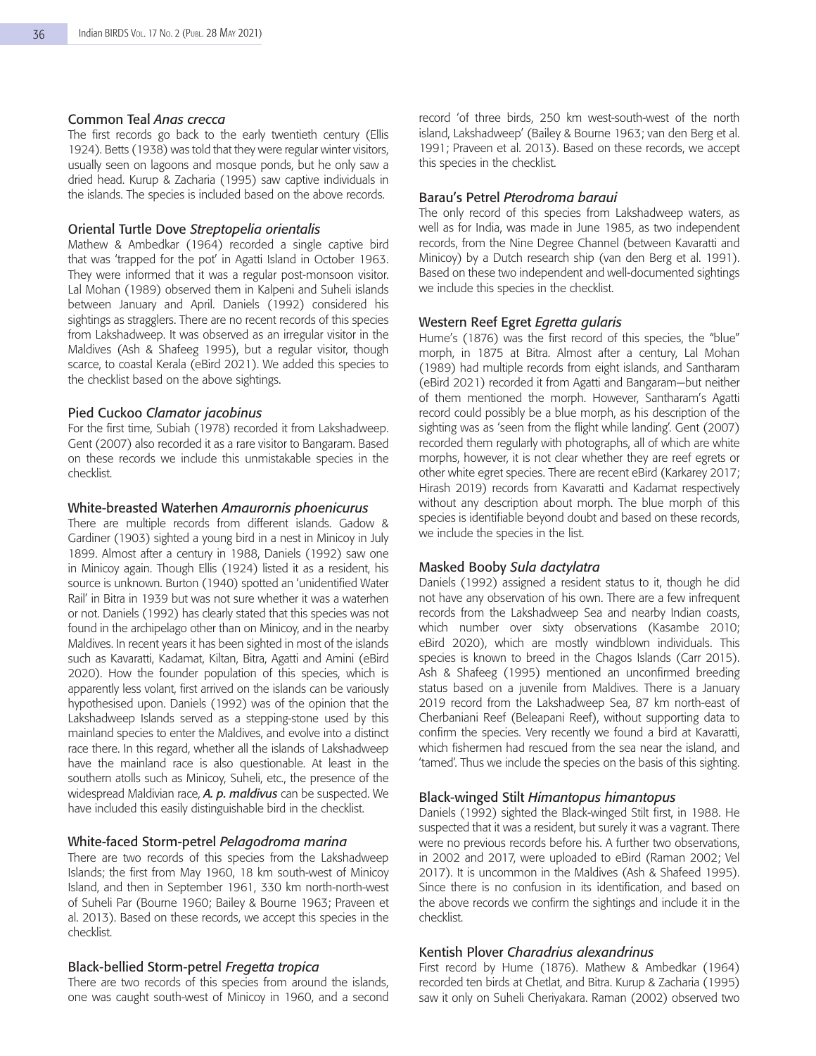### Common Teal *Anas crecca*

The first records go back to the early twentieth century (Ellis 1924). Betts (1938) was told that they were regular winter visitors, usually seen on lagoons and mosque ponds, but he only saw a dried head. Kurup & Zacharia (1995) saw captive individuals in the islands. The species is included based on the above records.

### Oriental Turtle Dove *Streptopelia orientalis*

Mathew & Ambedkar (1964) recorded a single captive bird that was 'trapped for the pot' in Agatti Island in October 1963. They were informed that it was a regular post-monsoon visitor. Lal Mohan (1989) observed them in Kalpeni and Suheli islands between January and April. Daniels (1992) considered his sightings as stragglers. There are no recent records of this species from Lakshadweep. It was observed as an irregular visitor in the Maldives (Ash & Shafeeg 1995), but a regular visitor, though scarce, to coastal Kerala (eBird 2021). We added this species to the checklist based on the above sightings.

### Pied Cuckoo *Clamator jacobinus*

For the first time, Subiah (1978) recorded it from Lakshadweep. Gent (2007) also recorded it as a rare visitor to Bangaram. Based on these records we include this unmistakable species in the checklist.

### White-breasted Waterhen *Amaurornis phoenicurus*

There are multiple records from different islands. Gadow & Gardiner (1903) sighted a young bird in a nest in Minicoy in July 1899. Almost after a century in 1988, Daniels (1992) saw one in Minicoy again. Though Ellis (1924) listed it as a resident, his source is unknown. Burton (1940) spotted an 'unidentified Water Rail' in Bitra in 1939 but was not sure whether it was a waterhen or not. Daniels (1992) has clearly stated that this species was not found in the archipelago other than on Minicoy, and in the nearby Maldives. In recent years it has been sighted in most of the islands such as Kavaratti, Kadamat, Kiltan, Bitra, Agatti and Amini (eBird 2020). How the founder population of this species, which is apparently less volant, first arrived on the islands can be variously hypothesised upon. Daniels (1992) was of the opinion that the Lakshadweep Islands served as a stepping-stone used by this mainland species to enter the Maldives, and evolve into a distinct race there. In this regard, whether all the islands of Lakshadweep have the mainland race is also questionable. At least in the southern atolls such as Minicoy, Suheli, etc., the presence of the widespread Maldivian race, ***A. p. maldivus*** can be suspected. We have included this easily distinguishable bird in the checklist.

### White-faced Storm-petrel *Pelagodroma marina*

There are two records of this species from the Lakshadweep Islands; the first from May 1960, 18 km south-west of Minicoy Island, and then in September 1961, 330 km north-north-west of Suheli Par (Bourne 1960; Bailey & Bourne 1963; Praveen et al. 2013). Based on these records, we accept this species in the checklist.

### Black-bellied Storm-petrel *Fregetta tropica*

There are two records of this species from around the islands, one was caught south-west of Minicoy in 1960, and a second record 'of three birds, 250 km west-south-west of the north island, Lakshadweep' (Bailey & Bourne 1963; van den Berg et al. 1991; Praveen et al. 2013). Based on these records, we accept this species in the checklist.

### Barau's Petrel *Pterodroma baraui*

The only record of this species from Lakshadweep waters, as well as for India, was made in June 1985, as two independent records, from the Nine Degree Channel (between Kavaratti and Minicoy) by a Dutch research ship (van den Berg et al. 1991). Based on these two independent and well-documented sightings we include this species in the checklist.

### Western Reef Egret *Egretta gularis*

Hume's (1876) was the first record of this species, the "blue" morph, in 1875 at Bitra. Almost after a century, Lal Mohan (1989) had multiple records from eight islands, and Santharam (eBird 2021) recorded it from Agatti and Bangaram—but neither of them mentioned the morph. However, Santharam's Agatti record could possibly be a blue morph, as his description of the sighting was as 'seen from the flight while landing'. Gent (2007) recorded them regularly with photographs, all of which are white morphs, however, it is not clear whether they are reef egrets or other white egret species. There are recent eBird (Karkarey 2017; Hirash 2019) records from Kavaratti and Kadamat respectively without any description about morph. The blue morph of this species is identifiable beyond doubt and based on these records, we include the species in the list.

### Masked Booby *Sula dactylatra*

Daniels (1992) assigned a resident status to it, though he did not have any observation of his own. There are a few infrequent records from the Lakshadweep Sea and nearby Indian coasts, which number over sixty observations (Kasambe 2010; eBird 2020), which are mostly windblown individuals. This species is known to breed in the Chagos Islands (Carr 2015). Ash & Shafeeg (1995) mentioned an unconfirmed breeding status based on a juvenile from Maldives. There is a January 2019 record from the Lakshadweep Sea, 87 km north-east of Cherbaniani Reef (Beleapani Reef), without supporting data to confirm the species. Very recently we found a bird at Kavaratti, which fishermen had rescued from the sea near the island, and 'tamed'. Thus we include the species on the basis of this sighting.

### Black-winged Stilt *Himantopus himantopus*

Daniels (1992) sighted the Black-winged Stilt first, in 1988. He suspected that it was a resident, but surely it was a vagrant. There were no previous records before his. A further two observations, in 2002 and 2017, were uploaded to eBird (Raman 2002; Vel 2017). It is uncommon in the Maldives (Ash & Shafeed 1995). Since there is no confusion in its identification, and based on the above records we confirm the sightings and include it in the checklist.

### Kentish Plover *Charadrius alexandrinus*

First record by Hume (1876). Mathew & Ambedkar (1964) recorded ten birds at Chetlat, and Bitra. Kurup & Zacharia (1995) saw it only on Suheli Cheriyakara. Raman (2002) observed two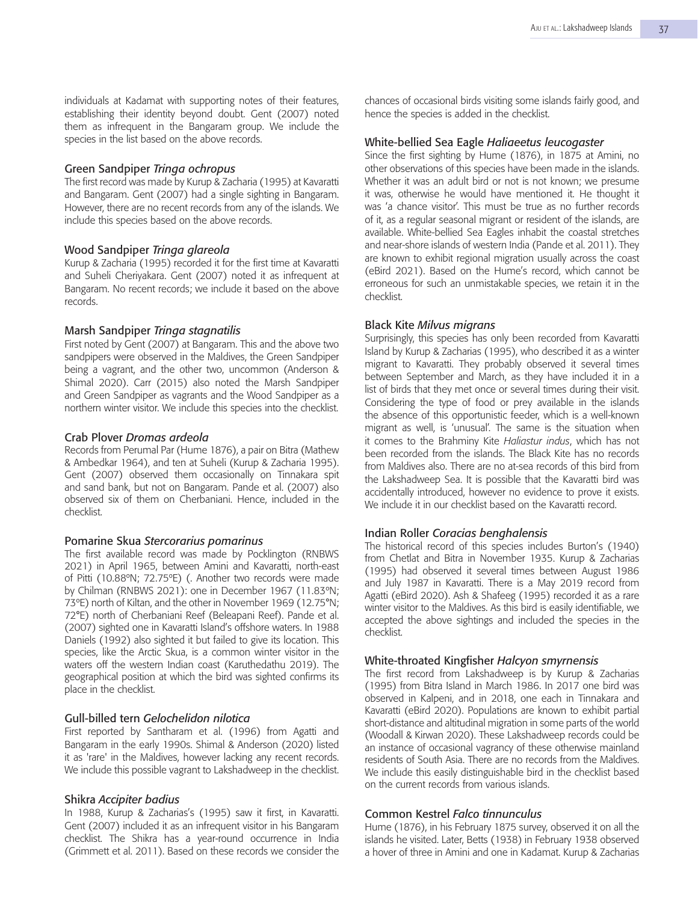individuals at Kadamat with supporting notes of their features, establishing their identity beyond doubt. Gent (2007) noted them as infrequent in the Bangaram group. We include the species in the list based on the above records.

### Green Sandpiper *Tringa ochropus*

The first record was made by Kurup & Zacharia (1995) at Kavaratti and Bangaram. Gent (2007) had a single sighting in Bangaram. However, there are no recent records from any of the islands. We include this species based on the above records.

### Wood Sandpiper *Tringa glareola*

Kurup & Zacharia (1995) recorded it for the first time at Kavaratti and Suheli Cheriyakara. Gent (2007) noted it as infrequent at Bangaram. No recent records; we include it based on the above records.

### Marsh Sandpiper *Tringa stagnatilis*

First noted by Gent (2007) at Bangaram. This and the above two sandpipers were observed in the Maldives, the Green Sandpiper being a vagrant, and the other two, uncommon (Anderson & Shimal 2020). Carr (2015) also noted the Marsh Sandpiper and Green Sandpiper as vagrants and the Wood Sandpiper as a northern winter visitor. We include this species into the checklist.

### Crab Plover *Dromas ardeola*

Records from Perumal Par (Hume 1876), a pair on Bitra (Mathew & Ambedkar 1964), and ten at Suheli (Kurup & Zacharia 1995). Gent (2007) observed them occasionally on Tinnakara spit and sand bank, but not on Bangaram. Pande et al. (2007) also observed six of them on Cherbaniani. Hence, included in the checklist.

### Pomarine Skua *Stercorarius pomarinus*

The first available record was made by Pocklington (RNBWS 2021) in April 1965, between Amini and Kavaratti, north-east of Pitti (10.88°N; 72.75°E) (. Another two records were made by Chilman (RNBWS 2021): one in December 1967 (11.83°N; 73°E) north of Kiltan, and the other in November 1969 (12.75°N; 72°E) north of Cherbaniani Reef (Beleapani Reef). Pande et al. (2007) sighted one in Kavaratti Island's offshore waters. In 1988 Daniels (1992) also sighted it but failed to give its location. This species, like the Arctic Skua, is a common winter visitor in the waters off the western Indian coast (Karuthedathu 2019). The geographical position at which the bird was sighted confirms its place in the checklist.

### Gull-billed tern *Gelochelidon nilotica*

First reported by Santharam et al. (1996) from Agatti and Bangaram in the early 1990s. Shimal & Anderson (2020) listed it as 'rare' in the Maldives, however lacking any recent records. We include this possible vagrant to Lakshadweep in the checklist.

### Shikra *Accipiter badius*

In 1988, Kurup & Zacharias's (1995) saw it first, in Kavaratti. Gent (2007) included it as an infrequent visitor in his Bangaram checklist. The Shikra has a year-round occurrence in India (Grimmett et al. 2011). Based on these records we consider the chances of occasional birds visiting some islands fairly good, and hence the species is added in the checklist.

### White-bellied Sea Eagle *Haliaeetus leucogaster*

Since the first sighting by Hume (1876), in 1875 at Amini, no other observations of this species have been made in the islands. Whether it was an adult bird or not is not known; we presume it was, otherwise he would have mentioned it. He thought it was 'a chance visitor'. This must be true as no further records of it, as a regular seasonal migrant or resident of the islands, are available. White-bellied Sea Eagles inhabit the coastal stretches and near-shore islands of western India (Pande et al. 2011). They are known to exhibit regional migration usually across the coast (eBird 2021). Based on the Hume's record, which cannot be erroneous for such an unmistakable species, we retain it in the checklist.

### Black Kite *Milvus migrans*

Surprisingly, this species has only been recorded from Kavaratti Island by Kurup & Zacharias (1995), who described it as a winter migrant to Kavaratti. They probably observed it several times between September and March, as they have included it in a list of birds that they met once or several times during their visit. Considering the type of food or prey available in the islands the absence of this opportunistic feeder, which is a well-known migrant as well, is 'unusual'. The same is the situation when it comes to the Brahminy Kite *Haliastur indus*, which has not been recorded from the islands. The Black Kite has no records from Maldives also. There are no at-sea records of this bird from the Lakshadweep Sea. It is possible that the Kavaratti bird was accidentally introduced, however no evidence to prove it exists. We include it in our checklist based on the Kavaratti record.

### Indian Roller *Coracias benghalensis*

The historical record of this species includes Burton's (1940) from Chetlat and Bitra in November 1935. Kurup & Zacharias (1995) had observed it several times between August 1986 and July 1987 in Kavaratti. There is a May 2019 record from Agatti (eBird 2020). Ash & Shafeeg (1995) recorded it as a rare winter visitor to the Maldives. As this bird is easily identifiable, we accepted the above sightings and included the species in the checklist.

### White-throated Kingfisher *Halcyon smyrnensis*

The first record from Lakshadweep is by Kurup & Zacharias (1995) from Bitra Island in March 1986. In 2017 one bird was observed in Kalpeni, and in 2018, one each in Tinnakara and Kavaratti (eBird 2020). Populations are known to exhibit partial short-distance and altitudinal migration in some parts of the world (Woodall & Kirwan 2020). These Lakshadweep records could be an instance of occasional vagrancy of these otherwise mainland residents of South Asia. There are no records from the Maldives. We include this easily distinguishable bird in the checklist based on the current records from various islands.

### Common Kestrel *Falco tinnunculus*

Hume (1876), in his February 1875 survey, observed it on all the islands he visited. Later, Betts (1938) in February 1938 observed a hover of three in Amini and one in Kadamat. Kurup & Zacharias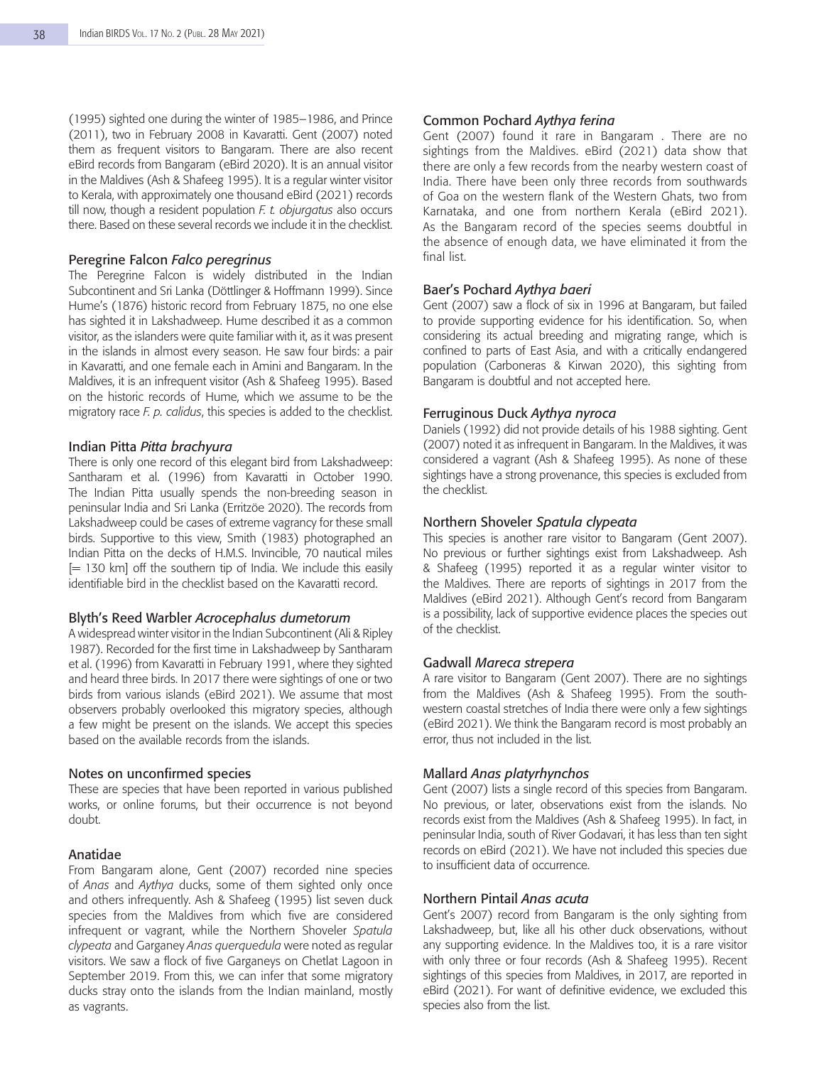(1995) sighted one during the winter of 1985–1986, and Prince (2011), two in February 2008 in Kavaratti. Gent (2007) noted them as frequent visitors to Bangaram. There are also recent eBird records from Bangaram (eBird 2020). It is an annual visitor in the Maldives (Ash & Shafeeg 1995). It is a regular winter visitor to Kerala, with approximately one thousand eBird (2021) records till now, though a resident population *F. t. objurgatus* also occurs there. Based on these several records we include it in the checklist.

### Peregrine Falcon *Falco peregrinus*

The Peregrine Falcon is widely distributed in the Indian Subcontinent and Sri Lanka (Döttlinger & Hoffmann 1999). Since Hume's (1876) historic record from February 1875, no one else has sighted it in Lakshadweep. Hume described it as a common visitor, as the islanders were quite familiar with it, as it was present in the islands in almost every season. He saw four birds: a pair in Kavaratti, and one female each in Amini and Bangaram. In the Maldives, it is an infrequent visitor (Ash & Shafeeg 1995). Based on the historic records of Hume, which we assume to be the migratory race *F. p. calidus*, this species is added to the checklist.

### Indian Pitta *Pitta brachyura*

There is only one record of this elegant bird from Lakshadweep: Santharam et al. (1996) from Kavaratti in October 1990. The Indian Pitta usually spends the non-breeding season in peninsular India and Sri Lanka (Erritzöe 2020). The records from Lakshadweep could be cases of extreme vagrancy for these small birds. Supportive to this view, Smith (1983) photographed an Indian Pitta on the decks of H.M.S. Invincible, 70 nautical miles [= 130 km] off the southern tip of India. We include this easily identifiable bird in the checklist based on the Kavaratti record.

### Blyth's Reed Warbler *Acrocephalus dumetorum*

A widespread winter visitor in the Indian Subcontinent (Ali & Ripley 1987). Recorded for the first time in Lakshadweep by Santharam et al. (1996) from Kavaratti in February 1991, where they sighted and heard three birds. In 2017 there were sightings of one or two birds from various islands (eBird 2021). We assume that most observers probably overlooked this migratory species, although a few might be present on the islands. We accept this species based on the available records from the islands.

## Notes on unconfirmed species

These are species that have been reported in various published works, or online forums, but their occurrence is not beyond doubt.

### Anatidae

From Bangaram alone, Gent (2007) recorded nine species of *Anas* and *Aythya* ducks, some of them sighted only once and others infrequently. Ash & Shafeeg (1995) list seven duck species from the Maldives from which five are considered infrequent or vagrant, while the Northern Shoveler *Spatula clypeata* and Garganey *Anas querquedula* were noted as regular visitors. We saw a flock of five Garganeys on Chetlat Lagoon in September 2019. From this, we can infer that some migratory ducks stray onto the islands from the Indian mainland, mostly as vagrants.

### Common Pochard *Aythya ferina*

Gent (2007) found it rare in Bangaram . There are no sightings from the Maldives. eBird (2021) data show that there are only a few records from the nearby western coast of India. There have been only three records from southwards of Goa on the western flank of the Western Ghats, two from Karnataka, and one from northern Kerala (eBird 2021). As the Bangaram record of the species seems doubtful in the absence of enough data, we have eliminated it from the final list.

### Baer's Pochard *Aythya baeri*

Gent (2007) saw a flock of six in 1996 at Bangaram, but failed to provide supporting evidence for his identification. So, when considering its actual breeding and migrating range, which is confined to parts of East Asia, and with a critically endangered population (Carboneras & Kirwan 2020), this sighting from Bangaram is doubtful and not accepted here.

### Ferruginous Duck *Aythya nyroca*

Daniels (1992) did not provide details of his 1988 sighting. Gent (2007) noted it as infrequent in Bangaram. In the Maldives, it was considered a vagrant (Ash & Shafeeg 1995). As none of these sightings have a strong provenance, this species is excluded from the checklist.

### Northern Shoveler *Spatula clypeata*

This species is another rare visitor to Bangaram (Gent 2007). No previous or further sightings exist from Lakshadweep. Ash & Shafeeg (1995) reported it as a regular winter visitor to the Maldives. There are reports of sightings in 2017 from the Maldives (eBird 2021). Although Gent's record from Bangaram is a possibility, lack of supportive evidence places the species out of the checklist.

### Gadwall *Mareca strepera*

A rare visitor to Bangaram (Gent 2007). There are no sightings from the Maldives (Ash & Shafeeg 1995). From the south-western coastal stretches of India there were only a few sightings (eBird 2021). We think the Bangaram record is most probably an error, thus not included in the list.

### Mallard *Anas platyrhynchos*

Gent (2007) lists a single record of this species from Bangaram. No previous, or later, observations exist from the islands. No records exist from the Maldives (Ash & Shafeeg 1995). In fact, in peninsular India, south of River Godavari, it has less than ten sight records on eBird (2021). We have not included this species due to insufficient data of occurrence.

### Northern Pintail *Anas acuta*

Gent's 2007) record from Bangaram is the only sighting from Lakshadweep, but, like all his other duck observations, without any supporting evidence. In the Maldives too, it is a rare visitor with only three or four records (Ash & Shafeeg 1995). Recent sightings of this species from Maldives, in 2017, are reported in eBird (2021). For want of definitive evidence, we excluded this species also from the list.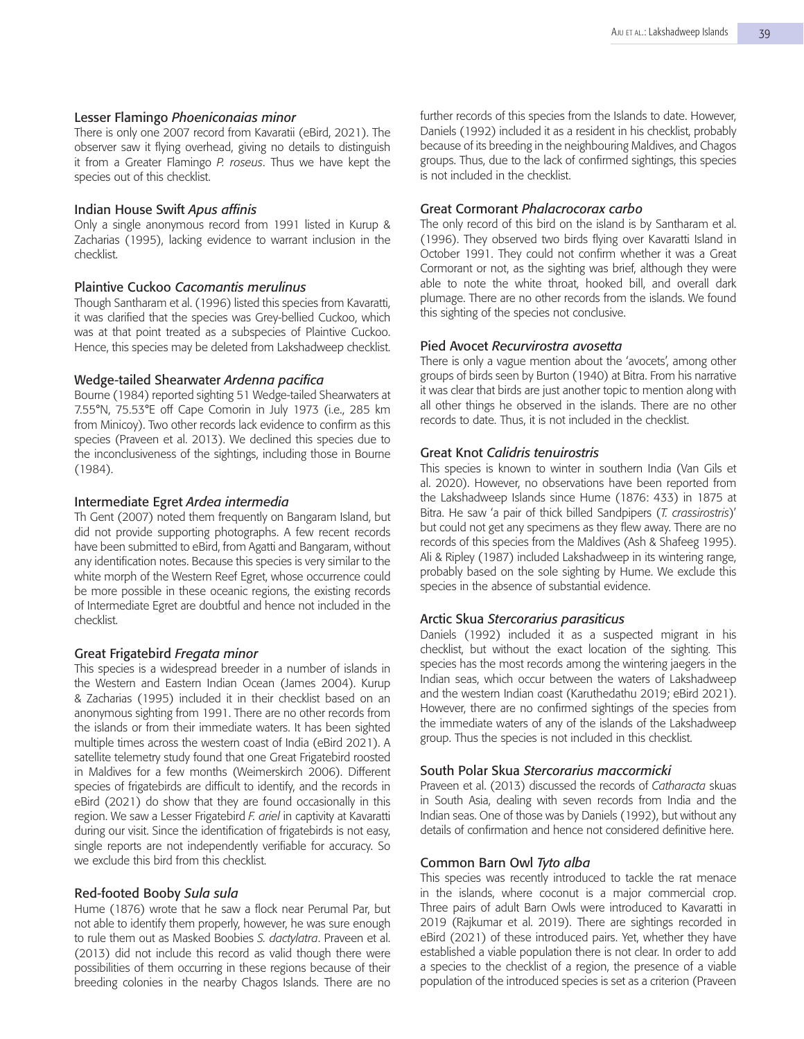### Lesser Flamingo *Phoeniconaias minor*

There is only one 2007 record from Kavaratii (eBird, 2021). The observer saw it flying overhead, giving no details to distinguish it from a Greater Flamingo *P. roseus*. Thus we have kept the species out of this checklist.

### Indian House Swift *Apus affinis*

Only a single anonymous record from 1991 listed in Kurup & Zacharias (1995), lacking evidence to warrant inclusion in the checklist.

### Plaintive Cuckoo *Cacomantis merulinus*

Though Santharam et al. (1996) listed this species from Kavaratti, it was clarified that the species was Grey-bellied Cuckoo, which was at that point treated as a subspecies of Plaintive Cuckoo. Hence, this species may be deleted from Lakshadweep checklist.

### Wedge-tailed Shearwater *Ardenna pacifica*

Bourne (1984) reported sighting 51 Wedge-tailed Shearwaters at 7.55°N, 75.53°E off Cape Comorin in July 1973 (i.e., 285 km from Minicoy). Two other records lack evidence to confirm as this species (Praveen et al. 2013). We declined this species due to the inconclusiveness of the sightings, including those in Bourne (1984).

### Intermediate Egret *Ardea intermedia*

Th Gent (2007) noted them frequently on Bangaram Island, but did not provide supporting photographs. A few recent records have been submitted to eBird, from Agatti and Bangaram, without any identification notes. Because this species is very similar to the white morph of the Western Reef Egret, whose occurrence could be more possible in these oceanic regions, the existing records of Intermediate Egret are doubtful and hence not included in the checklist.

### Great Frigatebird *Fregata minor*

This species is a widespread breeder in a number of islands in the Western and Eastern Indian Ocean (James 2004). Kurup & Zacharias (1995) included it in their checklist based on an anonymous sighting from 1991. There are no other records from the islands or from their immediate waters. It has been sighted multiple times across the western coast of India (eBird 2021). A satellite telemetry study found that one Great Frigatebird roosted in Maldives for a few months (Weimerskirch 2006). Different species of frigatebirds are difficult to identify, and the records in eBird (2021) do show that they are found occasionally in this region. We saw a Lesser Frigatebird *F. ariel* in captivity at Kavaratti during our visit. Since the identification of frigatebirds is not easy, single reports are not independently verifiable for accuracy. So we exclude this bird from this checklist.

### Red-footed Booby *Sula sula*

Hume (1876) wrote that he saw a flock near Perumal Par, but not able to identify them properly, however, he was sure enough to rule them out as Masked Boobies *S. dactylatra*. Praveen et al. (2013) did not include this record as valid though there were possibilities of them occurring in these regions because of their breeding colonies in the nearby Chagos Islands. There are no further records of this species from the Islands to date. However, Daniels (1992) included it as a resident in his checklist, probably because of its breeding in the neighbouring Maldives, and Chagos groups. Thus, due to the lack of confirmed sightings, this species is not included in the checklist.

### Great Cormorant *Phalacrocorax carbo*

The only record of this bird on the island is by Santharam et al. (1996). They observed two birds flying over Kavaratti Island in October 1991. They could not confirm whether it was a Great Cormorant or not, as the sighting was brief, although they were able to note the white throat, hooked bill, and overall dark plumage. There are no other records from the islands. We found this sighting of the species not conclusive.

### Pied Avocet *Recurvirostra avosetta*

There is only a vague mention about the 'avocets', among other groups of birds seen by Burton (1940) at Bitra. From his narrative it was clear that birds are just another topic to mention along with all other things he observed in the islands. There are no other records to date. Thus, it is not included in the checklist.

### Great Knot *Calidris tenuirostris*

This species is known to winter in southern India (Van Gils et al. 2020). However, no observations have been reported from the Lakshadweep Islands since Hume (1876: 433) in 1875 at Bitra. He saw 'a pair of thick billed Sandpipers (*T. crassirostris*)' but could not get any specimens as they flew away. There are no records of this species from the Maldives (Ash & Shafeeg 1995). Ali & Ripley (1987) included Lakshadweep in its wintering range, probably based on the sole sighting by Hume. We exclude this species in the absence of substantial evidence.

### Arctic Skua *Stercorarius parasiticus*

Daniels (1992) included it as a suspected migrant in his checklist, but without the exact location of the sighting. This species has the most records among the wintering jaegers in the Indian seas, which occur between the waters of Lakshadweep and the western Indian coast (Karuthedathu 2019; eBird 2021). However, there are no confirmed sightings of the species from the immediate waters of any of the islands of the Lakshadweep group. Thus the species is not included in this checklist.

### South Polar Skua *Stercorarius maccormicki*

Praveen et al. (2013) discussed the records of *Catharacta* skuas in South Asia, dealing with seven records from India and the Indian seas. One of those was by Daniels (1992), but without any details of confirmation and hence not considered definitive here.

### Common Barn Owl *Tyto alba*

This species was recently introduced to tackle the rat menace in the islands, where coconut is a major commercial crop. Three pairs of adult Barn Owls were introduced to Kavaratti in 2019 (Rajkumar et al. 2019). There are sightings recorded in eBird (2021) of these introduced pairs. Yet, whether they have established a viable population there is not clear. In order to add a species to the checklist of a region, the presence of a viable population of the introduced species is set as a criterion (Praveen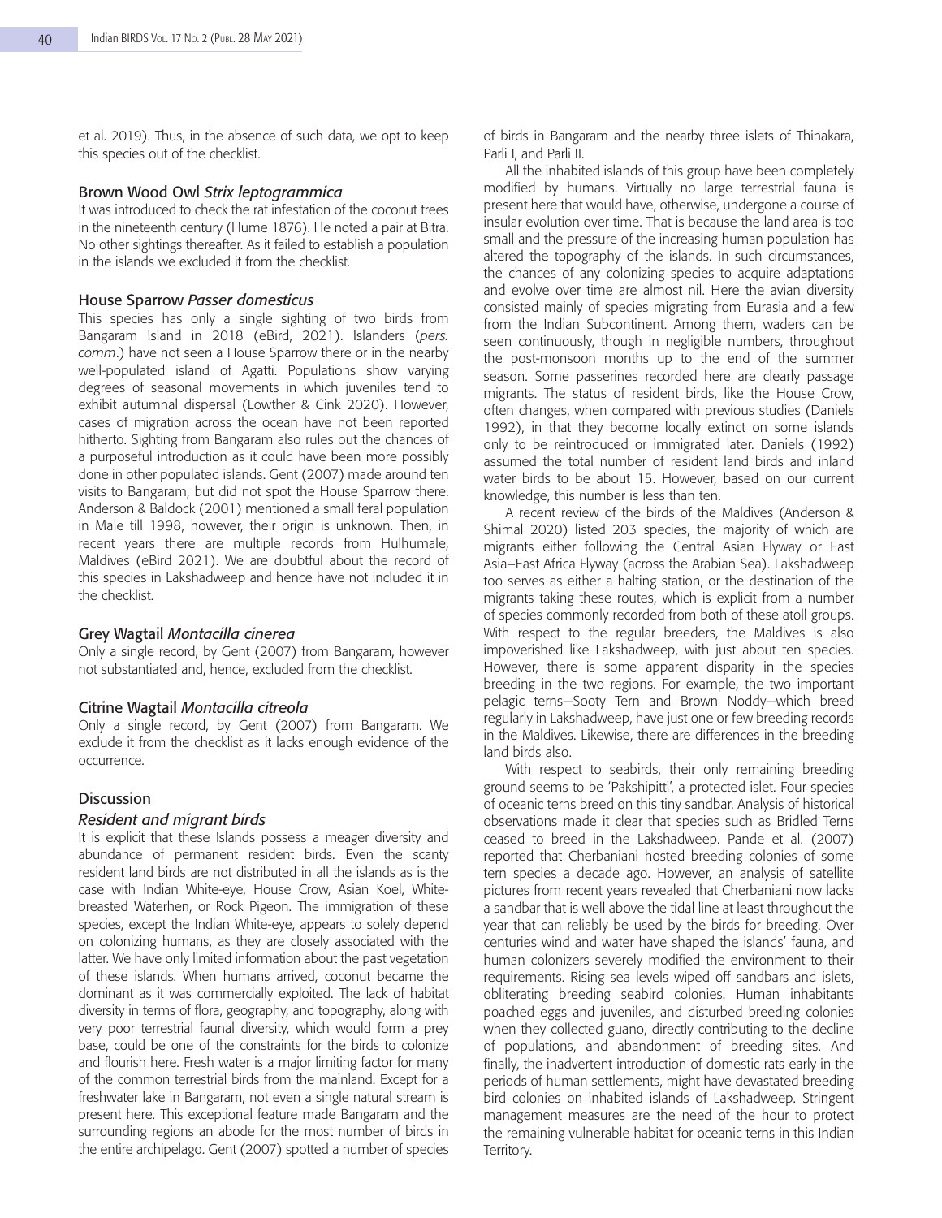et al. 2019). Thus, in the absence of such data, we opt to keep this species out of the checklist.

### Brown Wood Owl *Strix leptogrammica*

It was introduced to check the rat infestation of the coconut trees in the nineteenth century (Hume 1876). He noted a pair at Bitra. No other sightings thereafter. As it failed to establish a population in the islands we excluded it from the checklist.

### House Sparrow *Passer domesticus*

This species has only a single sighting of two birds from Bangaram Island in 2018 (eBird, 2021). Islanders (*pers. comm.*) have not seen a House Sparrow there or in the nearby well-populated island of Agatti. Populations show varying degrees of seasonal movements in which juveniles tend to exhibit autumnal dispersal (Lowther & Cink 2020). However, cases of migration across the ocean have not been reported hitherto. Sighting from Bangaram also rules out the chances of a purposeful introduction as it could have been more possibly done in other populated islands. Gent (2007) made around ten visits to Bangaram, but did not spot the House Sparrow there. Anderson & Baldock (2001) mentioned a small feral population in Male till 1998, however, their origin is unknown. Then, in recent years there are multiple records from Hulhumale, Maldives (eBird 2021). We are doubtful about the record of this species in Lakshadweep and hence have not included it in the checklist.

### Grey Wagtail *Montacilla cinerea*

Only a single record, by Gent (2007) from Bangaram, however not substantiated and, hence, excluded from the checklist.

### Citrine Wagtail *Montacilla citreola*

Only a single record, by Gent (2007) from Bangaram. We exclude it from the checklist as it lacks enough evidence of the occurrence.

## Discussion

### *Resident and migrant birds*

It is explicit that these Islands possess a meager diversity and abundance of permanent resident birds. Even the scanty resident land birds are not distributed in all the islands as is the case with Indian White-eye, House Crow, Asian Koel, White-breasted Waterhen, or Rock Pigeon. The immigration of these species, except the Indian White-eye, appears to solely depend on colonizing humans, as they are closely associated with the latter. We have only limited information about the past vegetation of these islands. When humans arrived, coconut became the dominant as it was commercially exploited. The lack of habitat diversity in terms of flora, geography, and topography, along with very poor terrestrial faunal diversity, which would form a prey base, could be one of the constraints for the birds to colonize and flourish here. Fresh water is a major limiting factor for many of the common terrestrial birds from the mainland. Except for a freshwater lake in Bangaram, not even a single natural stream is present here. This exceptional feature made Bangaram and the surrounding regions an abode for the most number of birds in the entire archipelago. Gent (2007) spotted a number of species of birds in Bangaram and the nearby three islets of Thinakara, Parli I, and Parli II.

All the inhabited islands of this group have been completely modified by humans. Virtually no large terrestrial fauna is present here that would have, otherwise, undergone a course of insular evolution over time. That is because the land area is too small and the pressure of the increasing human population has altered the topography of the islands. In such circumstances, the chances of any colonizing species to acquire adaptations and evolve over time are almost nil. Here the avian diversity consisted mainly of species migrating from Eurasia and a few from the Indian Subcontinent. Among them, waders can be seen continuously, though in negligible numbers, throughout the post-monsoon months up to the end of the summer season. Some passerines recorded here are clearly passage migrants. The status of resident birds, like the House Crow, often changes, when compared with previous studies (Daniels 1992), in that they become locally extinct on some islands only to be reintroduced or immigrated later. Daniels (1992) assumed the total number of resident land birds and inland water birds to be about 15. However, based on our current knowledge, this number is less than ten.

A recent review of the birds of the Maldives (Anderson & Shimal 2020) listed 203 species, the majority of which are migrants either following the Central Asian Flyway or East Asia–East Africa Flyway (across the Arabian Sea). Lakshadweep too serves as either a halting station, or the destination of the migrants taking these routes, which is explicit from a number of species commonly recorded from both of these atoll groups. With respect to the regular breeders, the Maldives is also impoverished like Lakshadweep, with just about ten species. However, there is some apparent disparity in the species breeding in the two regions. For example, the two important pelagic terns—Sooty Tern and Brown Noddy—which breed regularly in Lakshadweep, have just one or few breeding records in the Maldives. Likewise, there are differences in the breeding land birds also.

With respect to seabirds, their only remaining breeding ground seems to be 'Pakshipitti', a protected islet. Four species of oceanic terns breed on this tiny sandbar. Analysis of historical observations made it clear that species such as Bridled Terns ceased to breed in the Lakshadweep. Pande et al. (2007) reported that Cherbaniani hosted breeding colonies of some tern species a decade ago. However, an analysis of satellite pictures from recent years revealed that Cherbaniani now lacks a sandbar that is well above the tidal line at least throughout the year that can reliably be used by the birds for breeding. Over centuries wind and water have shaped the islands' fauna, and human colonizers severely modified the environment to their requirements. Rising sea levels wiped off sandbars and islets, obliterating breeding seabird colonies. Human inhabitants poached eggs and juveniles, and disturbed breeding colonies when they collected guano, directly contributing to the decline of populations, and abandonment of breeding sites. And finally, the inadvertent introduction of domestic rats early in the periods of human settlements, might have devastated breeding bird colonies on inhabited islands of Lakshadweep. Stringent management measures are the need of the hour to protect the remaining vulnerable habitat for oceanic terns in this Indian Territory.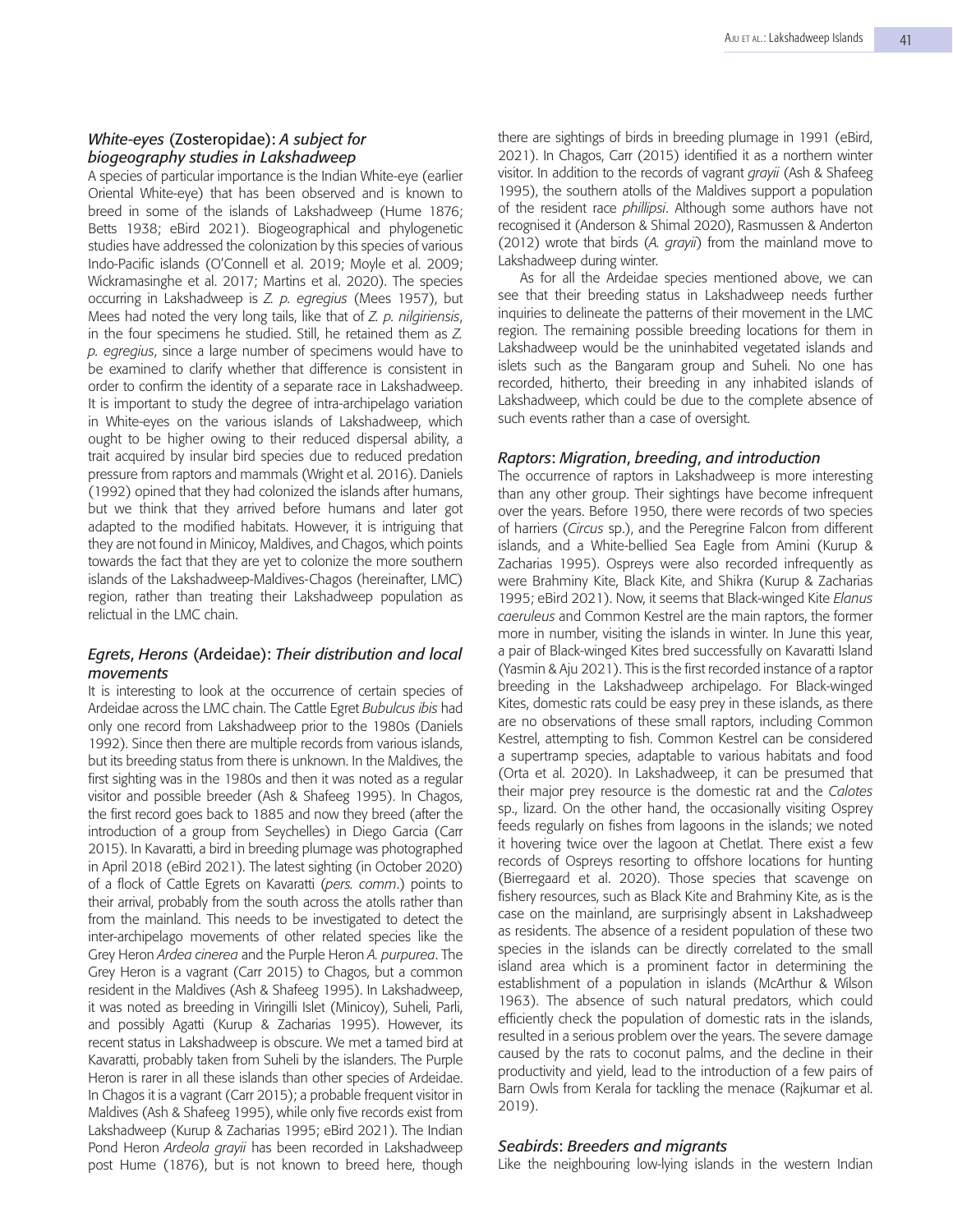### *White-eyes* (Zosteropidae): *A subject for biogeography studies in Lakshadweep*

A species of particular importance is the Indian White-eye (earlier Oriental White-eye) that has been observed and is known to breed in some of the islands of Lakshadweep (Hume 1876; Betts 1938; eBird 2021). Biogeographical and phylogenetic studies have addressed the colonization by this species of various Indo-Pacific islands (O'Connell et al. 2019; Moyle et al. 2009; Wickramasinghe et al. 2017; Martins et al. 2020). The species occurring in Lakshadweep is *Z. p. egregius* (Mees 1957), but Mees had noted the very long tails, like that of *Z. p. nilgiriensis*, in the four specimens he studied. Still, he retained them as *Z. p. egregius*, since a large number of specimens would have to be examined to clarify whether that difference is consistent in order to confirm the identity of a separate race in Lakshadweep. It is important to study the degree of intra-archipelago variation in White-eyes on the various islands of Lakshadweep, which ought to be higher owing to their reduced dispersal ability, a trait acquired by insular bird species due to reduced predation pressure from raptors and mammals (Wright et al. 2016). Daniels (1992) opined that they had colonized the islands after humans, but we think that they arrived before humans and later got adapted to the modified habitats. However, it is intriguing that they are not found in Minicoy, Maldives, and Chagos, which points towards the fact that they are yet to colonize the more southern islands of the Lakshadweep-Maldives-Chagos (hereinafter, LMC) region, rather than treating their Lakshadweep population as relictual in the LMC chain.

### *Egrets, Herons* (Ardeidae): *Their distribution and local movements*

It is interesting to look at the occurrence of certain species of Ardeidae across the LMC chain. The Cattle Egret *Bubulcus ibis* had only one record from Lakshadweep prior to the 1980s (Daniels 1992). Since then there are multiple records from various islands, but its breeding status from there is unknown. In the Maldives, the first sighting was in the 1980s and then it was noted as a regular visitor and possible breeder (Ash & Shafeeg 1995). In Chagos, the first record goes back to 1885 and now they breed (after the introduction of a group from Seychelles) in Diego Garcia (Carr 2015). In Kavaratti, a bird in breeding plumage was photographed in April 2018 (eBird 2021). The latest sighting (in October 2020) of a flock of Cattle Egrets on Kavaratti (*pers. comm*.) points to their arrival, probably from the south across the atolls rather than from the mainland. This needs to be investigated to detect the inter-archipelago movements of other related species like the Grey Heron *Ardea cinerea* and the Purple Heron *A. purpurea*. The Grey Heron is a vagrant (Carr 2015) to Chagos, but a common resident in the Maldives (Ash & Shafeeg 1995). In Lakshadweep, it was noted as breeding in Viringilli Islet (Minicoy), Suheli, Parli, and possibly Agatti (Kurup & Zacharias 1995). However, its recent status in Lakshadweep is obscure. We met a tamed bird at Kavaratti, probably taken from Suheli by the islanders. The Purple Heron is rarer in all these islands than other species of Ardeidae. In Chagos it is a vagrant (Carr 2015); a probable frequent visitor in Maldives (Ash & Shafeeg 1995), while only five records exist from Lakshadweep (Kurup & Zacharias 1995; eBird 2021). The Indian Pond Heron *Ardeola grayii* has been recorded in Lakshadweep post Hume (1876), but is not known to breed here, though there are sightings of birds in breeding plumage in 1991 (eBird, 2021). In Chagos, Carr (2015) identified it as a northern winter visitor. In addition to the records of vagrant *grayii* (Ash & Shafeeg 1995), the southern atolls of the Maldives support a population of the resident race *phillipsi*. Although some authors have not recognised it (Anderson & Shimal 2020), Rasmussen & Anderton (2012) wrote that birds (*A. grayii*) from the mainland move to Lakshadweep during winter.

As for all the Ardeidae species mentioned above, we can see that their breeding status in Lakshadweep needs further inquiries to delineate the patterns of their movement in the LMC region. The remaining possible breeding locations for them in Lakshadweep would be the uninhabited vegetated islands and islets such as the Bangaram group and Suheli. No one has recorded, hitherto, their breeding in any inhabited islands of Lakshadweep, which could be due to the complete absence of such events rather than a case of oversight.

### *Raptors: Migration, breeding, and introduction*

The occurrence of raptors in Lakshadweep is more interesting than any other group. Their sightings have become infrequent over the years. Before 1950, there were records of two species of harriers (*Circus* sp.), and the Peregrine Falcon from different islands, and a White-bellied Sea Eagle from Amini (Kurup & Zacharias 1995). Ospreys were also recorded infrequently as were Brahminy Kite, Black Kite, and Shikra (Kurup & Zacharias 1995; eBird 2021). Now, it seems that Black-winged Kite *Elanus caeruleus* and Common Kestrel are the main raptors, the former more in number, visiting the islands in winter. In June this year, a pair of Black-winged Kites bred successfully on Kavaratti Island (Yasmin & Aju 2021). This is the first recorded instance of a raptor breeding in the Lakshadweep archipelago. For Black-winged Kites, domestic rats could be easy prey in these islands, as there are no observations of these small raptors, including Common Kestrel, attempting to fish. Common Kestrel can be considered a supertramp species, adaptable to various habitats and food (Orta et al. 2020). In Lakshadweep, it can be presumed that their major prey resource is the domestic rat and the *Calotes* sp., lizard. On the other hand, the occasionally visiting Osprey feeds regularly on fishes from lagoons in the islands; we noted it hovering twice over the lagoon at Chetlat. There exist a few records of Ospreys resorting to offshore locations for hunting (Bierregaard et al. 2020). Those species that scavenge on fishery resources, such as Black Kite and Brahminy Kite, as is the case on the mainland, are surprisingly absent in Lakshadweep as residents. The absence of a resident population of these two species in the islands can be directly correlated to the small island area which is a prominent factor in determining the establishment of a population in islands (McArthur & Wilson 1963). The absence of such natural predators, which could efficiently check the population of domestic rats in the islands, resulted in a serious problem over the years. The severe damage caused by the rats to coconut palms, and the decline in their productivity and yield, lead to the introduction of a few pairs of Barn Owls from Kerala for tackling the menace (Rajkumar et al. 2019).

### *Seabirds: Breeders and migrants*

Like the neighbouring low-lying islands in the western Indian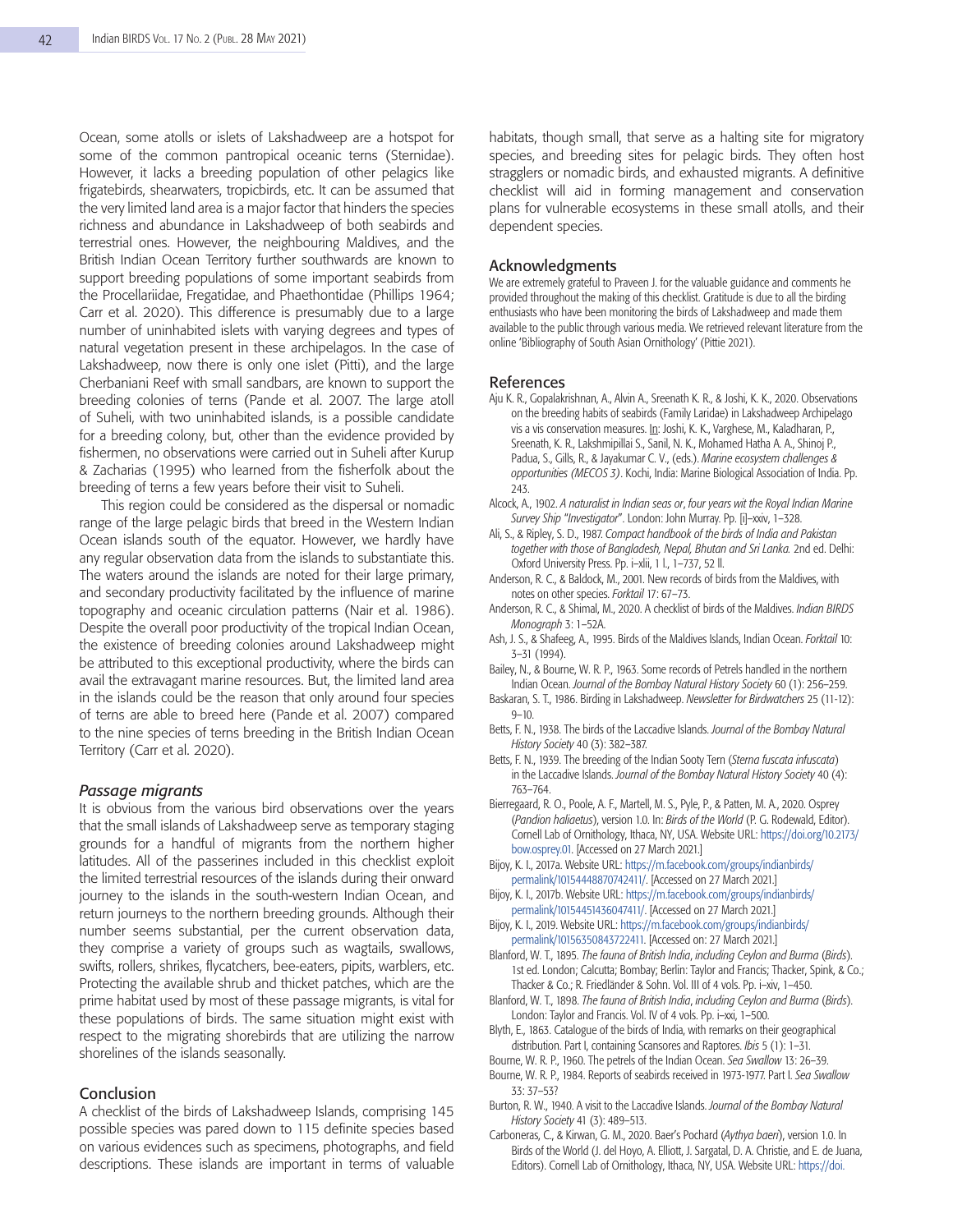Ocean, some atolls or islets of Lakshadweep are a hotspot for some of the common pantropical oceanic terns (Sternidae). However, it lacks a breeding population of other pelagics like frigatebirds, shearwaters, tropicbirds, etc. It can be assumed that the very limited land area is a major factor that hinders the species richness and abundance in Lakshadweep of both seabirds and terrestrial ones. However, the neighbouring Maldives, and the British Indian Ocean Territory further southwards are known to support breeding populations of some important seabirds from the Procellariidae, Fregatidae, and Phaethontidae (Phillips 1964; Carr et al. 2020). This difference is presumably due to a large number of uninhabited islets with varying degrees and types of natural vegetation present in these archipelagos. In the case of Lakshadweep, now there is only one islet (Pitti), and the large Cherbaniani Reef with small sandbars, are known to support the breeding colonies of terns (Pande et al. 2007. The large atoll of Suheli, with two uninhabited islands, is a possible candidate for a breeding colony, but, other than the evidence provided by fishermen, no observations were carried out in Suheli after Kurup & Zacharias (1995) who learned from the fisherfolk about the breeding of terns a few years before their visit to Suheli.

This region could be considered as the dispersal or nomadic range of the large pelagic birds that breed in the Western Indian Ocean islands south of the equator. However, we hardly have any regular observation data from the islands to substantiate this. The waters around the islands are noted for their large primary, and secondary productivity facilitated by the influence of marine topography and oceanic circulation patterns (Nair et al. 1986). Despite the overall poor productivity of the tropical Indian Ocean, the existence of breeding colonies around Lakshadweep might be attributed to this exceptional productivity, where the birds can avail the extravagant marine resources. But, the limited land area in the islands could be the reason that only around four species of terns are able to breed here (Pande et al. 2007) compared to the nine species of terns breeding in the British Indian Ocean Territory (Carr et al. 2020).

### *Passage migrants*

It is obvious from the various bird observations over the years that the small islands of Lakshadweep serve as temporary staging grounds for a handful of migrants from the northern higher latitudes. All of the passerines included in this checklist exploit the limited terrestrial resources of the islands during their onward journey to the islands in the south-western Indian Ocean, and return journeys to the northern breeding grounds. Although their number seems substantial, per the current observation data, they comprise a variety of groups such as wagtails, swallows, swifts, rollers, shrikes, flycatchers, bee-eaters, pipits, warblers, etc. Protecting the available shrub and thicket patches, which are the prime habitat used by most of these passage migrants, is vital for these populations of birds. The same situation might exist with respect to the migrating shorebirds that are utilizing the narrow shorelines of the islands seasonally.

## Conclusion

A checklist of the birds of Lakshadweep Islands, comprising 145 possible species was pared down to 115 definite species based on various evidences such as specimens, photographs, and field descriptions. These islands are important in terms of valuable habitats, though small, that serve as a halting site for migratory species, and breeding sites for pelagic birds. They often host stragglers or nomadic birds, and exhausted migrants. A definitive checklist will aid in forming management and conservation plans for vulnerable ecosystems in these small atolls, and their dependent species.

## Acknowledgments

We are extremely grateful to Praveen J. for the valuable guidance and comments he provided throughout the making of this checklist. Gratitude is due to all the birding enthusiasts who have been monitoring the birds of Lakshadweep and made them available to the public through various media. We retrieved relevant literature from the online 'Bibliography of South Asian Ornithology' (Pittie 2021).

## References

Aju K. R., Gopalakrishnan, A., Alvin A., Sreenath K. R., & Joshi, K. K., 2020. Observations on the breeding habits of seabirds (Family Laridae) in Lakshadweep Archipelago vis a vis conservation measures. In: Joshi, K. K., Varghese, M., Kaladharan, P., Sreenath, K. R., Lakshmipillai S., Sanil, N. K., Mohamed Hatha A. A., Shinoj P., Padua, S., Gills, R., & Jayakumar C. V., (eds.). *Marine ecosystem challenges & opportunities (MECOS 3)*. Kochi, India: Marine Biological Association of India. Pp. 243.

Alcock, A., 1902. *A naturalist in Indian seas or, four years wit the Royal Indian Marine Survey Ship "Investigator"*. London: John Murray. Pp. [i]–xxiv, 1–328.

Ali, S., & Ripley, S. D., 1987. *Compact handbook of the birds of India and Pakistan together with those of Bangladesh, Nepal, Bhutan and Sri Lanka.* 2nd ed. Delhi: Oxford University Press. Pp. i–xlii, 1 l., 1–737, 52 ll.

Anderson, R. C., & Baldock, M., 2001. New records of birds from the Maldives, with notes on other species. *Forktail* 17: 67–73.

Anderson, R. C., & Shimal, M., 2020. A checklist of birds of the Maldives. *Indian BIRDS Monograph* 3: 1–52A.

Ash, J. S., & Shafeeg, A., 1995. Birds of the Maldives Islands, Indian Ocean. *Forktail* 10: 3–31 (1994).

Bailey, N., & Bourne, W. R. P., 1963. Some records of Petrels handled in the northern Indian Ocean. *Journal of the Bombay Natural History Society* 60 (1): 256–259.

Baskaran, S. T., 1986. Birding in Lakshadweep. *Newsletter for Birdwatchers* 25 (11-12): 9–10.

Betts, F. N., 1938. The birds of the Laccadive Islands. *Journal of the Bombay Natural History Society* 40 (3): 382–387.

Betts, F. N., 1939. The breeding of the Indian Sooty Tern (*Sterna fuscata infuscata*) in the Laccadive Islands. *Journal of the Bombay Natural History Society* 40 (4): 763–764.

Bierregaard, R. O., Poole, A. F., Martell, M. S., Pyle, P., & Patten, M. A., 2020. Osprey (*Pandion haliaetus*), version 1.0. In: *Birds of the World* (P. G. Rodewald, Editor). Cornell Lab of Ornithology, Ithaca, NY, USA. Website URL: https://doi.org/10.2173/bow.osprey.01. [Accessed on 27 March 2021.]

Bijoy, K. I., 2017a. Website URL: https://m.facebook.com/groups/indianbirds/permalink/10154448870742411/. [Accessed on 27 March 2021.]

Bijoy, K. I., 2017b. Website URL: https://m.facebook.com/groups/indianbirds/permalink/10154451436047411/. [Accessed on 27 March 2021.]

Bijoy, K. I., 2019. Website URL: https://m.facebook.com/groups/indianbirds/permalink/10156350843722411. [Accessed on: 27 March 2021.]

Blanford, W. T., 1895. *The fauna of British India, including Ceylon and Burma (Birds).* 1st ed. London; Calcutta; Bombay; Berlin: Taylor and Francis; Thacker, Spink, & Co.; Thacker & Co.; R. Friedländer & Sohn. Vol. III of 4 vols. Pp. i–xiv, 1–450.

Blanford, W. T., 1898. *The fauna of British India, including Ceylon and Burma (Birds).* London: Taylor and Francis. Vol. IV of 4 vols. Pp. i–xxi, 1–500.

Blyth, E., 1863. Catalogue of the birds of India, with remarks on their geographical distribution. Part I, containing Scansores and Raptores. *Ibis* 5 (1): 1–31.

Bourne, W. R. P., 1960. The petrels of the Indian Ocean. *Sea Swallow* 13: 26–39.

Bourne, W. R. P., 1984. Reports of seabirds received in 1973-1977. Part I. *Sea Swallow* 33: 37–53?

Burton, R. W., 1940. A visit to the Laccadive Islands. *Journal of the Bombay Natural History Society* 41 (3): 489–513.

Carboneras, C., & Kirwan, G. M., 2020. Baer's Pochard (*Aythya baeri*), version 1.0. In Birds of the World (J. del Hoyo, A. Elliott, J. Sargatal, D. A. Christie, and E. de Juana, Editors). Cornell Lab of Ornithology, Ithaca, NY, USA. Website URL: https://doi.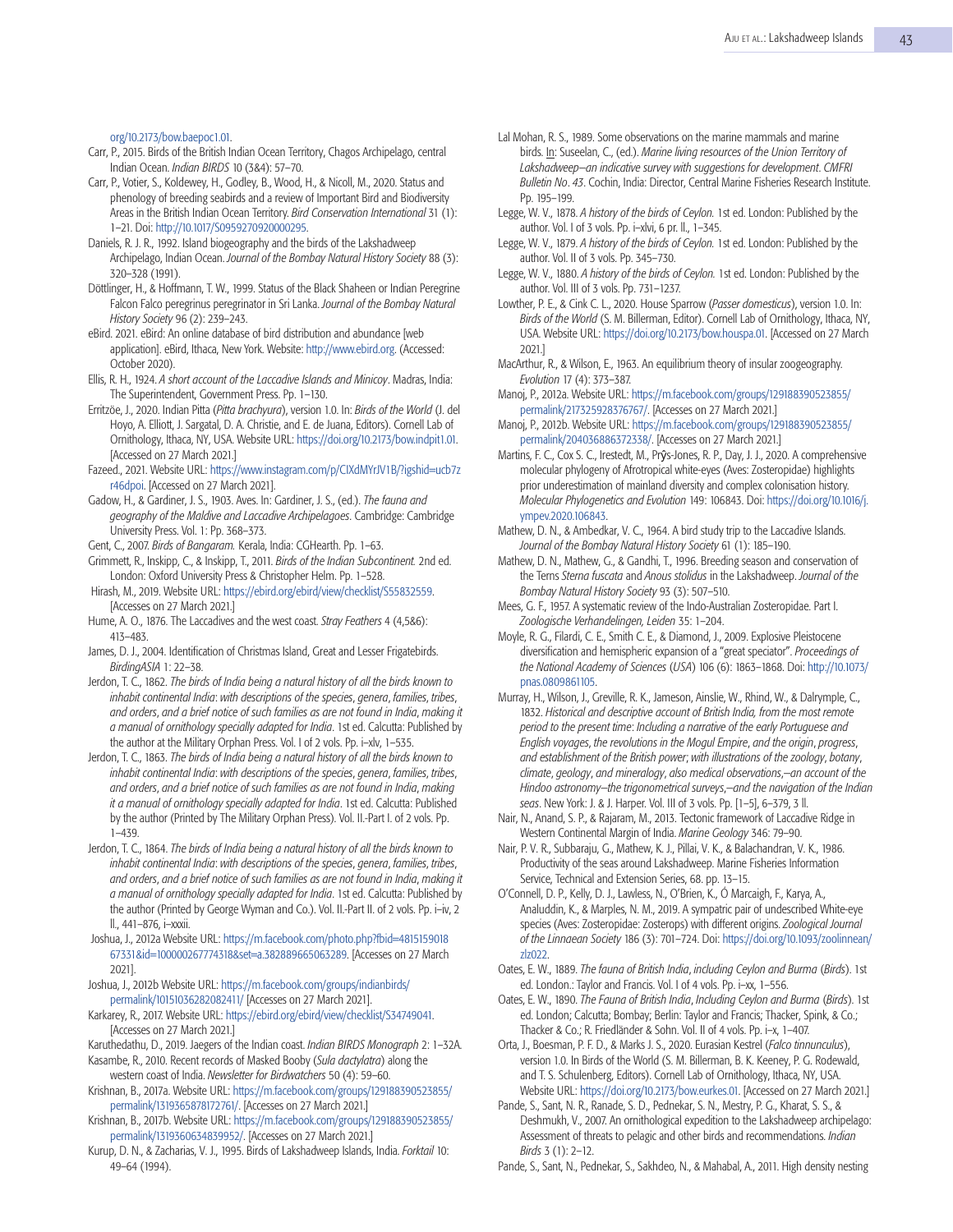org/10.2173/bow.baepoc1.01.

Carr, P., 2015. Birds of the British Indian Ocean Territory, Chagos Archipelago, central Indian Ocean. *Indian BIRDS* 10 (3&4): 57–70.

Carr, P., Votier, S., Koldewey, H., Godley, B., Wood, H., & Nicoll, M., 2020. Status and phenology of breeding seabirds and a review of Important Bird and Biodiversity Areas in the British Indian Ocean Territory. *Bird Conservation International* 31 (1): 1–21. Doi: http://10.1017/S0959270920000295.

Daniels, R. J. R., 1992. Island biogeography and the birds of the Lakshadweep Archipelago, Indian Ocean. *Journal of the Bombay Natural History Society* 88 (3): 320–328 (1991).

Döttlinger, H., & Hoffmann, T. W., 1999. Status of the Black Shaheen or Indian Peregrine Falcon Falco peregrinus peregrinator in Sri Lanka. *Journal of the Bombay Natural History Society* 96 (2): 239–243.

eBird. 2021. eBird: An online database of bird distribution and abundance [web application]. eBird, Ithaca, New York. Website: http://www.ebird.org. (Accessed: October 2020).

Ellis, R. H., 1924. *A short account of the Laccadive Islands and Minicoy*. Madras, India: The Superintendent, Government Press. Pp. 1–130.

Erritzöe, J., 2020. Indian Pitta (*Pitta brachyura*), version 1.0. In: *Birds of the World* (J. del Hoyo, A. Elliott, J. Sargatal, D. A. Christie, and E. de Juana, Editors). Cornell Lab of Ornithology, Ithaca, NY, USA. Website URL: https://doi.org/10.2173/bow.indpit1.01. [Accessed on 27 March 2021.]

Fazeed., 2021. Website URL: https://www.instagram.com/p/CIXdMYrJV1B/?igshid=ucb7zr46dpoi. [Accessed on 27 March 2021].

Gadow, H., & Gardiner, J. S., 1903. Aves. In: Gardiner, J. S., (ed.). *The fauna and geography of the Maldive and Laccadive Archipelagoes*. Cambridge: Cambridge University Press. Vol. 1: Pp. 368–373.

Gent, C., 2007. *Birds of Bangaram.* Kerala, India: CGHearth. Pp. 1–63.

Grimmett, R., Inskipp, C., & Inskipp, T., 2011. *Birds of the Indian Subcontinent.* 2nd ed. London: Oxford University Press & Christopher Helm. Pp. 1–528.

Hirash, M., 2019. Website URL: https://ebird.org/ebird/view/checklist/S55832559. [Accesses on 27 March 2021.]

Hume, A. O., 1876. The Laccadives and the west coast. *Stray Feathers* 4 (4,5&6): 413–483.

James, D. J., 2004. Identification of Christmas Island, Great and Lesser Frigatebirds. *BirdingASIA* 1: 22–38.

Jerdon, T. C., 1862. *The birds of India being a natural history of all the birds known to inhabit continental India: with descriptions of the species, genera, families, tribes, and orders, and a brief notice of such families as are not found in India, making it a manual of ornithology specially adapted for India*. 1st ed. Calcutta: Published by the author at the Military Orphan Press. Vol. I of 2 vols. Pp. i–xlv, 1–535.

Jerdon, T. C., 1863. *The birds of India being a natural history of all the birds known to inhabit continental India: with descriptions of the species, genera, families, tribes, and orders, and a brief notice of such families as are not found in India, making it a manual of ornithology specially adapted for India*. 1st ed. Calcutta: Published by the author (Printed by The Military Orphan Press). Vol. II.-Part I. of 2 vols. Pp. 1–439.

Jerdon, T. C., 1864. *The birds of India being a natural history of all the birds known to inhabit continental India: with descriptions of the species, genera, families, tribes, and orders, and a brief notice of such families as are not found in India, making it a manual of ornithology specially adapted for India*. 1st ed. Calcutta: Published by the author (Printed by George Wyman and Co.). Vol. II.-Part II. of 2 vols. Pp. i–iv, 2 ll., 441–876, i–xxxii.

Joshua, J., 2012a Website URL: https://m.facebook.com/photo.php?fbid=481515901867331&id=100000267774318&set=a.382889665063289. [Accesses on 27 March 2021].

Joshua, J., 2012b Website URL: https://m.facebook.com/groups/indianbirds/permalink/10151036282082411/ [Accesses on 27 March 2021].

Karkarey, R., 2017. Website URL: https://ebird.org/ebird/view/checklist/S34749041. [Accesses on 27 March 2021.]

Karuthedathu, D., 2019. Jaegers of the Indian coast. *Indian BIRDS Monograph* 2: 1–32A.

Kasambe, R., 2010. Recent records of Masked Booby (*Sula dactylatra*) along the western coast of India. *Newsletter for Birdwatchers* 50 (4): 59–60.

Krishnan, B., 2017a. Website URL: https://m.facebook.com/groups/129188390523855/permalink/1319365878172761/. [Accesses on 27 March 2021.]

Krishnan, B., 2017b. Website URL: https://m.facebook.com/groups/129188390523855/permalink/1319360634839952/. [Accesses on 27 March 2021.]

Kurup, D. N., & Zacharias, V. J., 1995. Birds of Lakshadweep Islands, India. *Forktail* 10: 49–64 (1994).

Lal Mohan, R. S., 1989. Some observations on the marine mammals and marine birds. In: Suseelan, C., (ed.). *Marine living resources of the Union Territory of Lakshadweep–an indicative survey with suggestions for development. CMFRI Bulletin No. 43*. Cochin, India: Director, Central Marine Fisheries Research Institute. Pp. 195–199.

Legge, W. V., 1878. *A history of the birds of Ceylon.* 1st ed. London: Published by the author. Vol. I of 3 vols. Pp. i–xlvi, 6 pr. ll., 1–345.

Legge, W. V., 1879. *A history of the birds of Ceylon.* 1st ed. London: Published by the author. Vol. II of 3 vols. Pp. 345–730.

Legge, W. V., 1880. *A history of the birds of Ceylon.* 1st ed. London: Published by the author. Vol. III of 3 vols. Pp. 731–1237.

Lowther, P. E., & Cink C. L., 2020. House Sparrow (*Passer domesticus*), version 1.0. In: *Birds of the World* (S. M. Billerman, Editor). Cornell Lab of Ornithology, Ithaca, NY, USA. Website URL: https://doi.org/10.2173/bow.houspa.01. [Accessed on 27 March 2021.]

MacArthur, R., & Wilson, E., 1963. An equilibrium theory of insular zoogeography. *Evolution* 17 (4): 373–387.

Manoj, P., 2012a. Website URL: https://m.facebook.com/groups/129188390523855/permalink/217325928376767/. [Accesses on 27 March 2021.]

Manoj, P., 2012b. Website URL: https://m.facebook.com/groups/129188390523855/permalink/204036886372338/. [Accesses on 27 March 2021.]

Martins, F. C., Cox S. C., Irestedt, M., Prŷs-Jones, R. P., Day, J. J., 2020. A comprehensive molecular phylogeny of Afrotropical white-eyes (Aves: Zosteropidae) highlights prior underestimation of mainland diversity and complex colonisation history. *Molecular Phylogenetics and Evolution* 149: 106843. Doi: https://doi.org/10.1016/j.ympev.2020.106843.

Mathew, D. N., & Ambedkar, V. C., 1964. A bird study trip to the Laccadive Islands. *Journal of the Bombay Natural History Society* 61 (1): 185–190.

Mathew, D. N., Mathew, G., & Gandhi, T., 1996. Breeding season and conservation of the Terns *Sterna fuscata* and *Anous stolidus* in the Lakshadweep. *Journal of the Bombay Natural History Society* 93 (3): 507–510.

Mees, G. F., 1957. A systematic review of the Indo-Australian Zosteropidae. Part I. *Zoologische Verhandelingen, Leiden* 35: 1–204.

Moyle, R. G., Filardi, C. E., Smith C. E., & Diamond, J., 2009. Explosive Pleistocene diversification and hemispheric expansion of a "great speciator". *Proceedings of the National Academy of Sciences* (*USA*) 106 (6): 1863–1868. Doi: http://10.1073/pnas.0809861105.

Murray, H., Wilson, J., Greville, R. K., Jameson, Ainslie, W., Rhind, W., & Dalrymple, C., 1832. *Historical and descriptive account of British India, from the most remote period to the present time: Including a narrative of the early Portuguese and English voyages, the revolutions in the Mogul Empire, and the origin, progress, and establishment of the British power; with illustrations of the zoology, botany, climate, geology, and mineralogy, also medical observations,–an account of the Hindoo astronomy–the trigonometrical surveys,–and the navigation of the Indian seas*. New York: J. & J. Harper. Vol. III of 3 vols. Pp. [1–5], 6–379, 3 ll.

Nair, N., Anand, S. P., & Rajaram, M., 2013. Tectonic framework of Laccadive Ridge in Western Continental Margin of India. *Marine Geology* 346: 79–90.

Nair, P. V. R., Subbaraju, G., Mathew, K. J., Pillai, V. K., & Balachandran, V. K., 1986. Productivity of the seas around Lakshadweep. Marine Fisheries Information Service, Technical and Extension Series, 68. pp. 13–15.

O'Connell, D. P., Kelly, D. J., Lawless, N., O'Brien, K., Ó Marcaigh, F., Karya, A., Analuddin, K., & Marples, N. M., 2019. A sympatric pair of undescribed White-eye species (Aves: Zosteropidae: Zosterops) with different origins. *Zoological Journal of the Linnaean Society* 186 (3): 701–724. Doi: https://doi.org/10.1093/zoolinnean/zlz022.

Oates, E. W., 1889. *The fauna of British India, including Ceylon and Burma* (*Birds*). 1st ed. London.: Taylor and Francis. Vol. I of 4 vols. Pp. i–xx, 1–556.

Oates, E. W., 1890. *The Fauna of British India, Including Ceylon and Burma* (*Birds*). 1st ed. London; Calcutta; Bombay; Berlin: Taylor and Francis; Thacker, Spink, & Co.; Thacker & Co.; R. Friedländer & Sohn. Vol. II of 4 vols. Pp. i–x, 1–407.

Orta, J., Boesman, P. F. D., & Marks J. S., 2020. Eurasian Kestrel (*Falco tinnunculus*), version 1.0. In Birds of the World (S. M. Billerman, B. K. Keeney, P. G. Rodewald, and T. S. Schulenberg, Editors). Cornell Lab of Ornithology, Ithaca, NY, USA. Website URL: https://doi.org/10.2173/bow.eurkes.01. [Accessed on 27 March 2021.]

Pande, S., Sant, N., Ranade, S. D., Pednekar, S. N., Mestry, P. G., Kharat, S. S., & Deshmukh, V., 2007. An ornithological expedition to the Lakshadweep archipelago: Assessment of threats to pelagic and other birds and recommendations. *Indian Birds* 3 (1): 2–12.

Pande, S., Sant, N., Pednekar, S., Sakhdeo, N., & Mahabal, A., 2011. High density nesting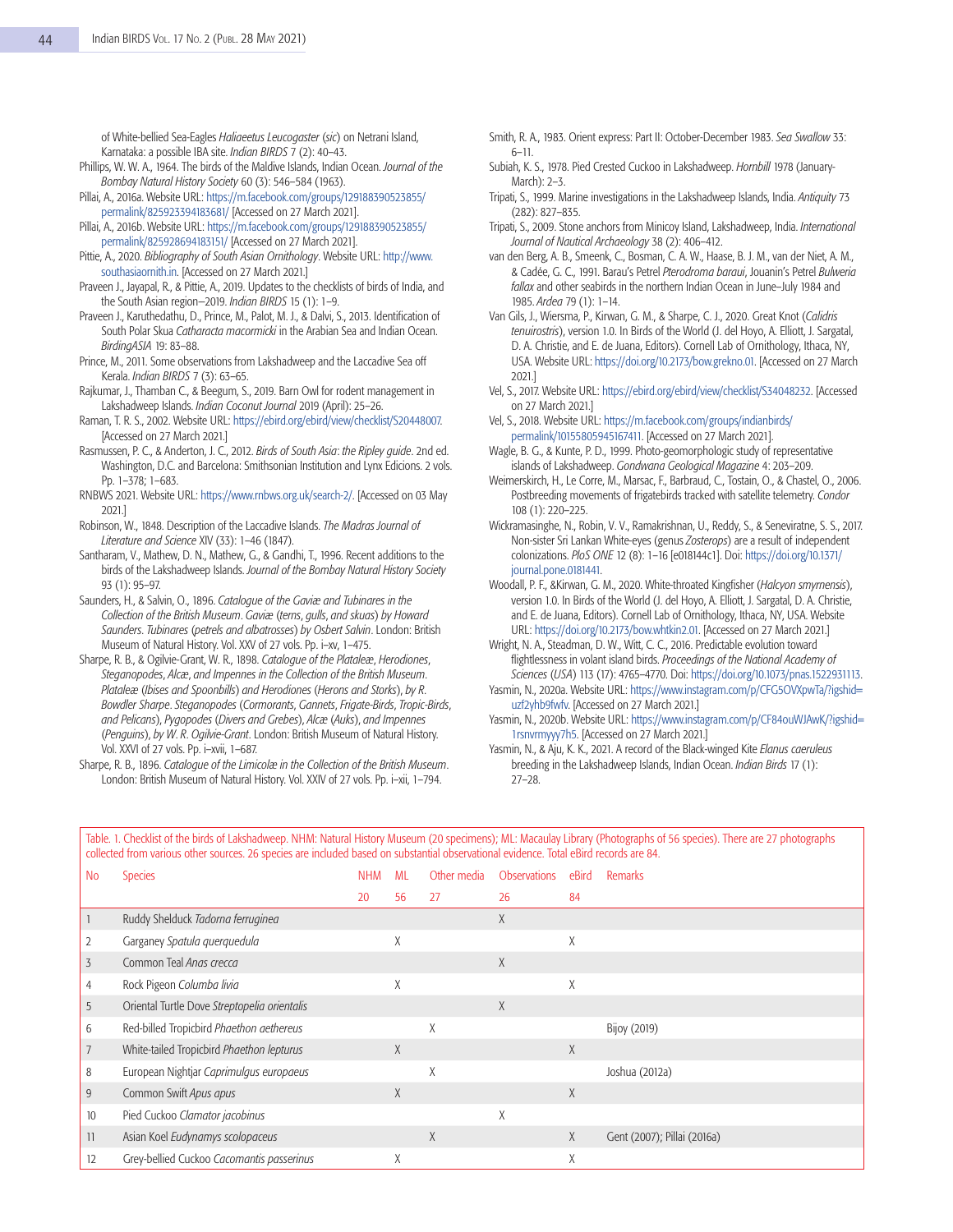of White-bellied Sea-Eagles *Haliaeetus Leucogaster* (*sic*) on Netrani Island, Karnataka: a possible IBA site. *Indian BIRDS* 7 (2): 40–43.

Phillips, W. W. A., 1964. The birds of the Maldive Islands, Indian Ocean. *Journal of the Bombay Natural History Society* 60 (3): 546–584 (1963).

Pillai, A., 2016a. Website URL: https://m.facebook.com/groups/129188390523855/permalink/825923394183681/ [Accessed on 27 March 2021].

Pillai, A., 2016b. Website URL: https://m.facebook.com/groups/129188390523855/permalink/825928694183151/ [Accessed on 27 March 2021].

Pittie, A., 2020. *Bibliography of South Asian Ornithology*. Website URL: http://www.southasiaornith.in. [Accessed on 27 March 2021.]

Praveen J., Jayapal, R., & Pittie, A., 2019. Updates to the checklists of birds of India, and the South Asian region–2019. *Indian BIRDS* 15 (1): 1–9.

Praveen J., Karuthedathu, D., Prince, M., Palot, M. J., & Dalvi, S., 2013. Identification of South Polar Skua *Catharacta macormicki* in the Arabian Sea and Indian Ocean. *BirdingASIA* 19: 83–88.

Prince, M., 2011. Some observations from Lakshadweep and the Laccadive Sea off Kerala. *Indian BIRDS* 7 (3): 63–65.

Rajkumar, J., Thamban C., & Beegum, S., 2019. Barn Owl for rodent management in Lakshadweep Islands. *Indian Coconut Journal* 2019 (April): 25–26.

Raman, T. R. S., 2002. Website URL: https://ebird.org/ebird/view/checklist/S20448007. [Accessed on 27 March 2021.]

Rasmussen, P. C., & Anderton, J. C., 2012. *Birds of South Asia: the Ripley guide*. 2nd ed. Washington, D.C. and Barcelona: Smithsonian Institution and Lynx Edicions. 2 vols. Pp. 1–378; 1–683.

RNBWS 2021. Website URL: https://www.rnbws.org.uk/search-2/. [Accessed on 03 May 2021.]

Robinson, W., 1848. Description of the Laccadive Islands. *The Madras Journal of Literature and Science* XIV (33): 1–46 (1847).

Santharam, V., Mathew, D. N., Mathew, G., & Gandhi, T., 1996. Recent additions to the birds of the Lakshadweep Islands. *Journal of the Bombay Natural History Society* 93 (1): 95–97.

Saunders, H., & Salvin, O., 1896. *Catalogue of the Gaviæ and Tubinares in the Collection of the British Museum*. *Gaviæ* (*terns*, *gulls*, *and skuas*) *by Howard Saunders*. *Tubinares* (*petrels and albatrosses*) *by Osbert Salvin*. London: British Museum of Natural History. Vol. XXV of 27 vols. Pp. i–xv, 1–475.

Sharpe, R. B., & Ogilvie-Grant, W. R., 1898. *Catalogue of the Plataleæ, Herodiones, Steganopodes, Alcæ, and Impennes in the Collection of the British Museum*. *Plataleæ* (*Ibises and Spoonbills*) *and Herodiones* (*Herons and Storks*), *by R. Bowdler Sharpe*. *Steganopodes* (*Cormorants*, *Gannets*, *Frigate-Birds*, *Tropic-Birds*, *and Pelicans*), *Pygopodes* (*Divers and Grebes*), *Alcæ* (*Auks*), *and Impennes* (*Penguins*), *by W. R. Ogilvie-Grant*. London: British Museum of Natural History. Vol. XXVI of 27 vols. Pp. i–xvii, 1–687.

Sharpe, R. B., 1896. *Catalogue of the Limicolæ in the Collection of the British Museum*. London: British Museum of Natural History. Vol. XXIV of 27 vols. Pp. i–xii, 1–794.

Smith, R. A., 1983. Orient express: Part II: October-December 1983. *Sea Swallow* 33: 6–11.

Subiah, K. S., 1978. Pied Crested Cuckoo in Lakshadweep. *Hornbill* 1978 (January-March): 2–3.

Tripati, S., 1999. Marine investigations in the Lakshadweep Islands, India. *Antiquity* 73 (282): 827–835.

Tripati, S., 2009. Stone anchors from Minicoy Island, Lakshadweep, India. *International Journal of Nautical Archaeology* 38 (2): 406–412.

van den Berg, A. B., Smeenk, C., Bosman, C. A. W., Haase, B. J. M., van der Niet, A. M., & Cadée, G. C., 1991. Barau's Petrel *Pterodroma baraui*, Jouanin's Petrel *Bulweria fallax* and other seabirds in the northern Indian Ocean in June–July 1984 and 1985. *Ardea* 79 (1): 1–14.

Van Gils, J., Wiersma, P., Kirwan, G. M., & Sharpe, C. J., 2020. Great Knot (*Calidris tenuirostris*), version 1.0. In Birds of the World (J. del Hoyo, A. Elliott, J. Sargatal, D. A. Christie, and E. de Juana, Editors). Cornell Lab of Ornithology, Ithaca, NY, USA. Website URL: https://doi.org/10.2173/bow.grekno.01. [Accessed on 27 March 2021.]

Vel, S., 2017. Website URL: https://ebird.org/ebird/view/checklist/S34048232. [Accessed on 27 March 2021.]

Vel, S., 2018. Website URL: https://m.facebook.com/groups/indianbirds/permalink/10155805945167411. [Accessed on 27 March 2021].

Wagle, B. G., & Kunte, P. D., 1999. Photo-geomorphologic study of representative islands of Lakshadweep. *Gondwana Geological Magazine* 4: 203–209.

Weimerskirch, H., Le Corre, M., Marsac, F., Barbraud, C., Tostain, O., & Chastel, O., 2006. Postbreeding movements of frigatebirds tracked with satellite telemetry. *Condor* 108 (1): 220–225.

Wickramasinghe, N., Robin, V. V., Ramakrishnan, U., Reddy, S., & Seneviratne, S. S., 2017. Non-sister Sri Lankan White-eyes (genus *Zosterops*) are a result of independent colonizations. *PloS ONE* 12 (8): 1–16 [e018144c1]. Doi: https://doi.org/10.1371/journal.pone.0181441.

Woodall, P. F., &Kirwan, G. M., 2020. White-throated Kingfisher (*Halcyon smyrnensis*), version 1.0. In Birds of the World (J. del Hoyo, A. Elliott, J. Sargatal, D. A. Christie, and E. de Juana, Editors). Cornell Lab of Ornithology, Ithaca, NY, USA. Website URL: https://doi.org/10.2173/bow.whtkin2.01. [Accessed on 27 March 2021.]

Wright, N. A., Steadman, D. W., Witt, C. C., 2016. Predictable evolution toward flightlessness in volant island birds. *Proceedings of the National Academy of Sciences* (*USA*) 113 (17): 4765–4770. Doi: https://doi.org/10.1073/pnas.1522931113.

Yasmin, N., 2020a. Website URL: https://www.instagram.com/p/CFG5OVXpwTa/?igshid=uzf2yhb9fwfv. [Accessed on 27 March 2021.]

Yasmin, N., 2020b. Website URL: https://www.instagram.com/p/CF84ouWJAwK/?igshid=1rsnvrmyyy7h5. [Accessed on 27 March 2021.]

Yasmin, N., & Aju, K. K., 2021. A record of the Black-winged Kite *Elanus caeruleus* breeding in the Lakshadweep Islands, Indian Ocean. *Indian Birds* 17 (1): 27–28.

Table. 1. Checklist of the birds of Lakshadweep. NHM: Natural History Museum (20 specimens); ML: Macaulay Library (Photographs of 56 species). There are 27 photographs collected from various other sources. 26 species are included based on substantial observational evidence. Total eBird records are 84.

| No | Species | NHM | ML | Other media | Observations | eBird | Remarks |
|---|---|---|---|---|---|---|---|
| | | 20 | 56 | 27 | 26 | 84 | |
| 1 | Ruddy Shelduck *Tadorna ferruginea* | | | | X | | |
| 2 | Garganey *Spatula querquedula* | | X | | | X | |
| 3 | Common Teal *Anas crecca* | | | | X | | |
| 4 | Rock Pigeon *Columba livia* | | X | | | X | |
| 5 | Oriental Turtle Dove *Streptopelia orientalis* | | | | X | | |
| 6 | Red-billed Tropicbird *Phaethon aethereus* | | | X | | | Bijoy (2019) |
| 7 | White-tailed Tropicbird *Phaethon lepturus* | | X | | | X | |
| 8 | European Nightjar *Caprimulgus europaeus* | | | X | | | Joshua (2012a) |
| 9 | Common Swift *Apus apus* | | X | | | X | |
| 10 | Pied Cuckoo *Clamator jacobinus* | | | | X | | |
| 11 | Asian Koel *Eudynamys scolopaceus* | | | X | | X | Gent (2007); Pillai (2016a) |
| 12 | Grey-bellied Cuckoo *Cacomantis passerinus* | | X | | | X | |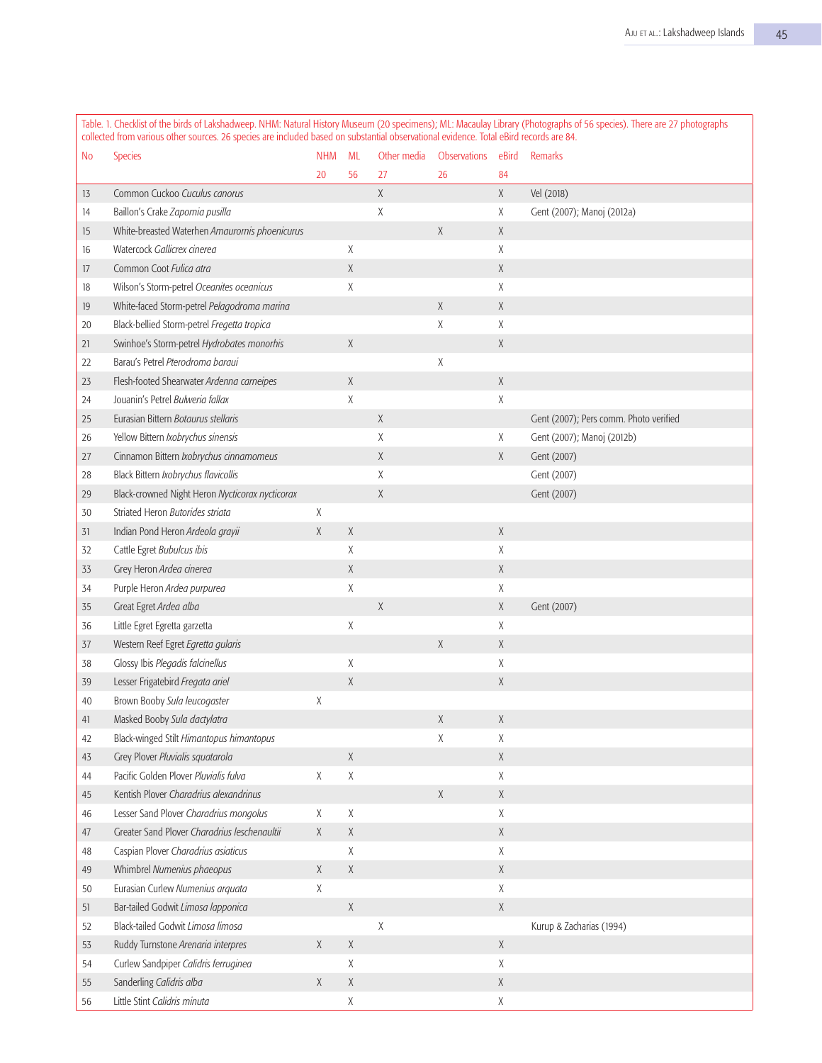Table. 1. Checklist of the birds of Lakshadweep. NHM: Natural History Museum (20 specimens); ML: Macaulay Library (Photographs of 56 species). There are 27 photographs collected from various other sources. 26 species are included based on substantial observational evidence. Total eBird records are 84.

| No | Species | NHM | ML | Other media | Observations | eBird | Remarks |
|---|---|---|---|---|---|---|---|
| | | 20 | 56 | 27 | 26 | 84 | |
| 13 | Common Cuckoo *Cuculus canorus* | | | X | | X | Vel (2018) |
| 14 | Baillon's Crake *Zapornia pusilla* | | | X | | X | Gent (2007); Manoj (2012a) |
| 15 | White-breasted Waterhen *Amaurornis phoenicurus* | | | | X | X | |
| 16 | Watercock *Gallicrex cinerea* | | X | | | X | |
| 17 | Common Coot *Fulica atra* | | X | | | X | |
| 18 | Wilson's Storm-petrel *Oceanites oceanicus* | | X | | | X | |
| 19 | White-faced Storm-petrel *Pelagodroma marina* | | | | X | X | |
| 20 | Black-bellied Storm-petrel *Fregetta tropica* | | | | X | X | |
| 21 | Swinhoe's Storm-petrel *Hydrobates monorhis* | | X | | | X | |
| 22 | Barau's Petrel *Pterodroma baraui* | | | | X | | |
| 23 | Flesh-footed Shearwater *Ardenna carneipes* | | X | | | X | |
| 24 | Jouanin's Petrel *Bulweria fallax* | | X | | | X | |
| 25 | Eurasian Bittern *Botaurus stellaris* | | | X | | | Gent (2007); Pers comm. Photo verified |
| 26 | Yellow Bittern *Ixobrychus sinensis* | | | X | | X | Gent (2007); Manoj (2012b) |
| 27 | Cinnamon Bittern *Ixobrychus cinnamomeus* | | | X | | X | Gent (2007) |
| 28 | Black Bittern *Ixobrychus flavicollis* | | | X | | | Gent (2007) |
| 29 | Black-crowned Night Heron *Nycticorax nycticorax* | | | X | | | Gent (2007) |
| 30 | Striated Heron *Butorides striata* | X | | | | | |
| 31 | Indian Pond Heron *Ardeola grayii* | X | X | | | X | |
| 32 | Cattle Egret *Bubulcus ibis* | | X | | | X | |
| 33 | Grey Heron *Ardea cinerea* | | X | | | X | |
| 34 | Purple Heron *Ardea purpurea* | | X | | | X | |
| 35 | Great Egret *Ardea alba* | | | X | | X | Gent (2007) |
| 36 | Little Egret Egretta garzetta | | X | | | X | |
| 37 | Western Reef Egret *Egretta gularis* | | | | X | X | |
| 38 | Glossy Ibis *Plegadis falcinellus* | | X | | | X | |
| 39 | Lesser Frigatebird *Fregata ariel* | | X | | | X | |
| 40 | Brown Booby *Sula leucogaster* | X | | | | | |
| 41 | Masked Booby *Sula dactylatra* | | | | X | X | |
| 42 | Black-winged Stilt *Himantopus himantopus* | | | | X | X | |
| 43 | Grey Plover *Pluvialis squatarola* | | X | | | X | |
| 44 | Pacific Golden Plover *Pluvialis fulva* | X | X | | | X | |
| 45 | Kentish Plover *Charadrius alexandrinus* | | | | X | X | |
| 46 | Lesser Sand Plover *Charadrius mongolus* | X | X | | | X | |
| 47 | Greater Sand Plover *Charadrius leschenaultii* | X | X | | | X | |
| 48 | Caspian Plover *Charadrius asiaticus* | | X | | | X | |
| 49 | Whimbrel *Numenius phaeopus* | X | X | | | X | |
| 50 | Eurasian Curlew *Numenius arquata* | X | | | | X | |
| 51 | Bar-tailed Godwit *Limosa lapponica* | | X | | | X | |
| 52 | Black-tailed Godwit *Limosa limosa* | | | X | | | Kurup & Zacharias (1994) |
| 53 | Ruddy Turnstone *Arenaria interpres* | X | X | | | X | |
| 54 | Curlew Sandpiper *Calidris ferruginea* | | X | | | X | |
| 55 | Sanderling *Calidris alba* | X | X | | | X | |
| 56 | Little Stint *Calidris minuta* | | X | | | X | |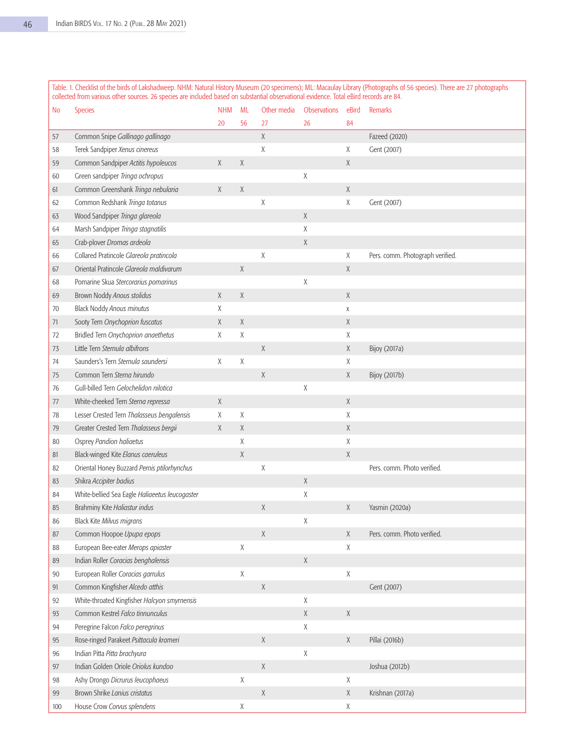Table. 1. Checklist of the birds of Lakshadweep. NHM: Natural History Museum (20 specimens); ML: Macaulay Library (Photographs of 56 species). There are 27 photographs collected from various other sources. 26 species are included based on substantial observational evidence. Total eBird records are 84.

| No | Species | NHM | ML | Other media | Observations | eBird | Remarks |
|---|---|---|---|---|---|---|---|
| | | 20 | 56 | 27 | 26 | 84 | |
| 57 | Common Snipe *Gallinago gallinago* | | | X | | | Fazeed (2020) |
| 58 | Terek Sandpiper *Xenus cinereus* | | | X | | X | Gent (2007) |
| 59 | Common Sandpiper *Actitis hypoleucos* | X | X | | | X | |
| 60 | Green sandpiper *Tringa ochropus* | | | | X | | |
| 61 | Common Greenshank *Tringa nebularia* | X | X | | | X | |
| 62 | Common Redshank *Tringa totanus* | | | X | | X | Gent (2007) |
| 63 | Wood Sandpiper *Tringa glareola* | | | | X | | |
| 64 | Marsh Sandpiper *Tringa stagnatilis* | | | | X | | |
| 65 | Crab-plover *Dromas ardeola* | | | | X | | |
| 66 | Collared Pratincole *Glareola pratincola* | | | X | | X | Pers. comm. Photograph verified. |
| 67 | Oriental Pratincole *Glareola maldivarum* | | X | | | X | |
| 68 | Pomarine Skua *Stercorarius pomarinus* | | | | X | | |
| 69 | Brown Noddy *Anous stolidus* | X | X | | | X | |
| 70 | Black Noddy *Anous minutus* | X | | | | x | |
| 71 | Sooty Tern *Onychoprion fuscatus* | X | X | | | X | |
| 72 | Bridled Tern *Onychoprion anaethetus* | X | X | | | X | |
| 73 | Little Tern *Sternula albifrons* | | | X | | X | Bijoy (2017a) |
| 74 | Saunders's Tern *Sternula saundersi* | X | X | | | X | |
| 75 | Common Tern *Sterna hirundo* | | | X | | X | Bijoy (2017b) |
| 76 | Gull-billed Tern *Gelochelidon nilotica* | | | | X | | |
| 77 | White-cheeked Tern *Sterna repressa* | X | | | | X | |
| 78 | Lesser Crested Tern *Thalasseus bengalensis* | X | X | | | X | |
| 79 | Greater Crested Tern *Thalasseus bergii* | X | X | | | X | |
| 80 | Osprey *Pandion haliaetus* | | X | | | X | |
| 81 | Black-winged Kite *Elanus caeruleus* | | X | | | X | |
| 82 | Oriental Honey Buzzard *Pernis ptilorhynchus* | | | X | | | Pers. comm. Photo verified. |
| 83 | Shikra *Accipiter badius* | | | | X | | |
| 84 | White-bellied Sea Eagle *Haliaeetus leucogaster* | | | | X | | |
| 85 | Brahminy Kite *Haliastur indus* | | | X | | X | Yasmin (2020a) |
| 86 | Black Kite *Milvus migrans* | | | | X | | |
| 87 | Common Hoopoe *Upupa epops* | | | X | | X | Pers. comm. Photo verified. |
| 88 | European Bee-eater *Merops apiaster* | | X | | | X | |
| 89 | Indian Roller *Coracias benghalensis* | | | | X | | |
| 90 | European Roller *Coracias garrulus* | | X | | | X | |
| 91 | Common Kingfisher *Alcedo atthis* | | | X | | | Gent (2007) |
| 92 | White-throated Kingfisher *Halcyon smyrnensis* | | | | X | | |
| 93 | Common Kestrel *Falco tinnunculus* | | | | X | X | |
| 94 | Peregrine Falcon *Falco peregrinus* | | | | X | | |
| 95 | Rose-ringed Parakeet *Psittacula krameri* | | | X | | X | Pillai (2016b) |
| 96 | Indian Pitta *Pitta brachyura* | | | | X | | |
| 97 | Indian Golden Oriole *Oriolus kundoo* | | | X | | | Joshua (2012b) |
| 98 | Ashy Drongo *Dicrurus leucophaeus* | | X | | | X | |
| 99 | Brown Shrike *Lanius cristatus* | | | X | | X | Krishnan (2017a) |
| 100 | House Crow *Corvus splendens* | | X | | | X | |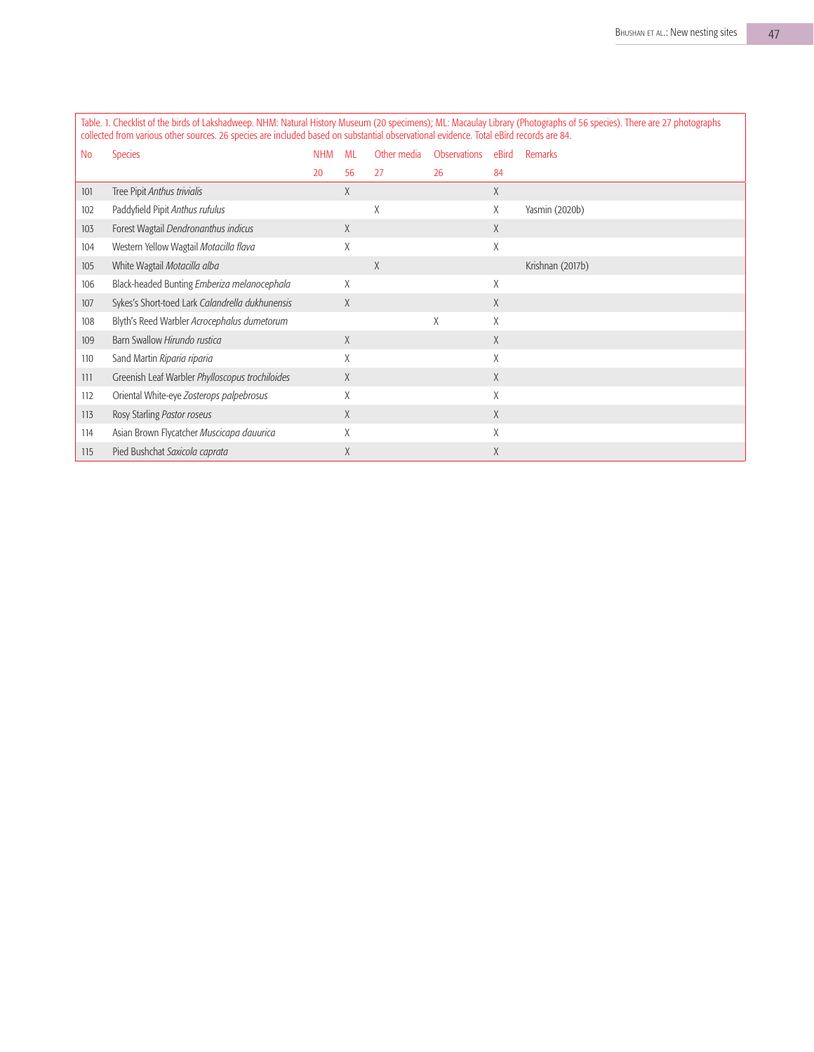Table. 1. Checklist of the birds of Lakshadweep. NHM: Natural History Museum (20 specimens); ML: Macaulay Library (Photographs of 56 species). There are 27 photographs collected from various other sources. 26 species are included based on substantial observational evidence. Total eBird records are 84.

| No | Species | NHM | ML | Other media | Observations | eBird | Remarks |
|---|---|---|---|---|---|---|---|
| | | 20 | 56 | 27 | 26 | 84 | |
| 101 | Tree Pipit *Anthus trivialis* | | X | | | X | |
| 102 | Paddyfield Pipit *Anthus rufulus* | | | X | | X | Yasmin (2020b) |
| 103 | Forest Wagtail *Dendronanthus indicus* | | X | | | X | |
| 104 | Western Yellow Wagtail *Motacilla flava* | | X | | | X | |
| 105 | White Wagtail *Motacilla alba* | | | X | | | Krishnan (2017b) |
| 106 | Black-headed Bunting *Emberiza melanocephala* | | X | | | X | |
| 107 | Sykes's Short-toed Lark *Calandrella dukhunensis* | | X | | | X | |
| 108 | Blyth's Reed Warbler *Acrocephalus dumetorum* | | | | X | X | |
| 109 | Barn Swallow *Hirundo rustica* | | X | | | X | |
| 110 | Sand Martin *Riparia riparia* | | X | | | X | |
| 111 | Greenish Leaf Warbler *Phylloscopus trochiloides* | | X | | | X | |
| 112 | Oriental White-eye *Zosterops palpebrosus* | | X | | | X | |
| 113 | Rosy Starling *Pastor roseus* | | X | | | X | |
| 114 | Asian Brown Flycatcher *Muscicapa dauurica* | | X | | | X | |
| 115 | Pied Bushchat *Saxicola caprata* | | X | | | X | |